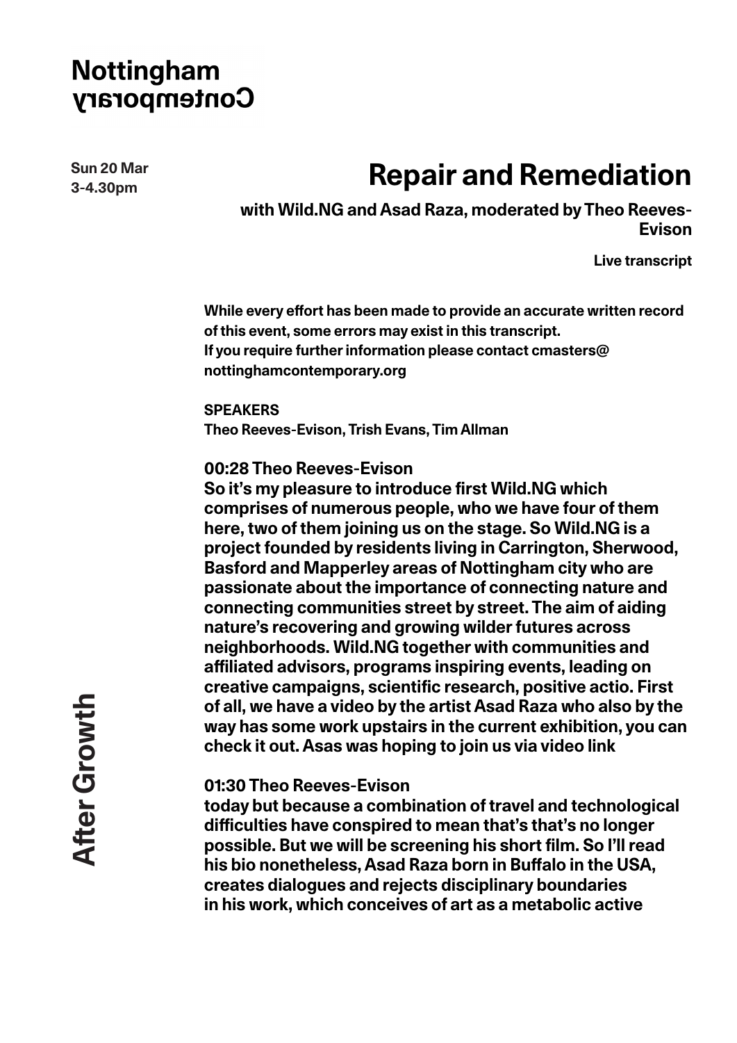Nottingham Contemporary

Sun 20 Mar
3-4.30pm

# Repair and Remediation

**with Wild.NG and Asad Raza, moderated by Theo Reeves-Evison**

**Live transcript**

While every effort has been made to provide an accurate written record of this event, some errors may exist in this transcript.
If you require further information please contact cmasters@nottinghamcontemporary.org

**SPEAKERS**
Theo Reeves-Evison, Trish Evans, Tim Allman

**00:28 Theo Reeves-Evison**
So it's my pleasure to introduce first Wild.NG which comprises of numerous people, who we have four of them here, two of them joining us on the stage. So Wild.NG is a project founded by residents living in Carrington, Sherwood, Basford and Mapperley areas of Nottingham city who are passionate about the importance of connecting nature and connecting communities street by street. The aim of aiding nature's recovering and growing wilder futures across neighborhoods. Wild.NG together with communities and affiliated advisors, programs inspiring events, leading on creative campaigns, scientific research, positive actio. First of all, we have a video by the artist Asad Raza who also by the way has some work upstairs in the current exhibition, you can check it out. Asas was hoping to join us via video link

**01:30 Theo Reeves-Evison**
today but because a combination of travel and technological difficulties have conspired to mean that's that's no longer possible. But we will be screening his short film. So I'll read his bio nonetheless, Asad Raza born in Buffalo in the USA, creates dialogues and rejects disciplinary boundaries in his work, which conceives of art as a metabolic active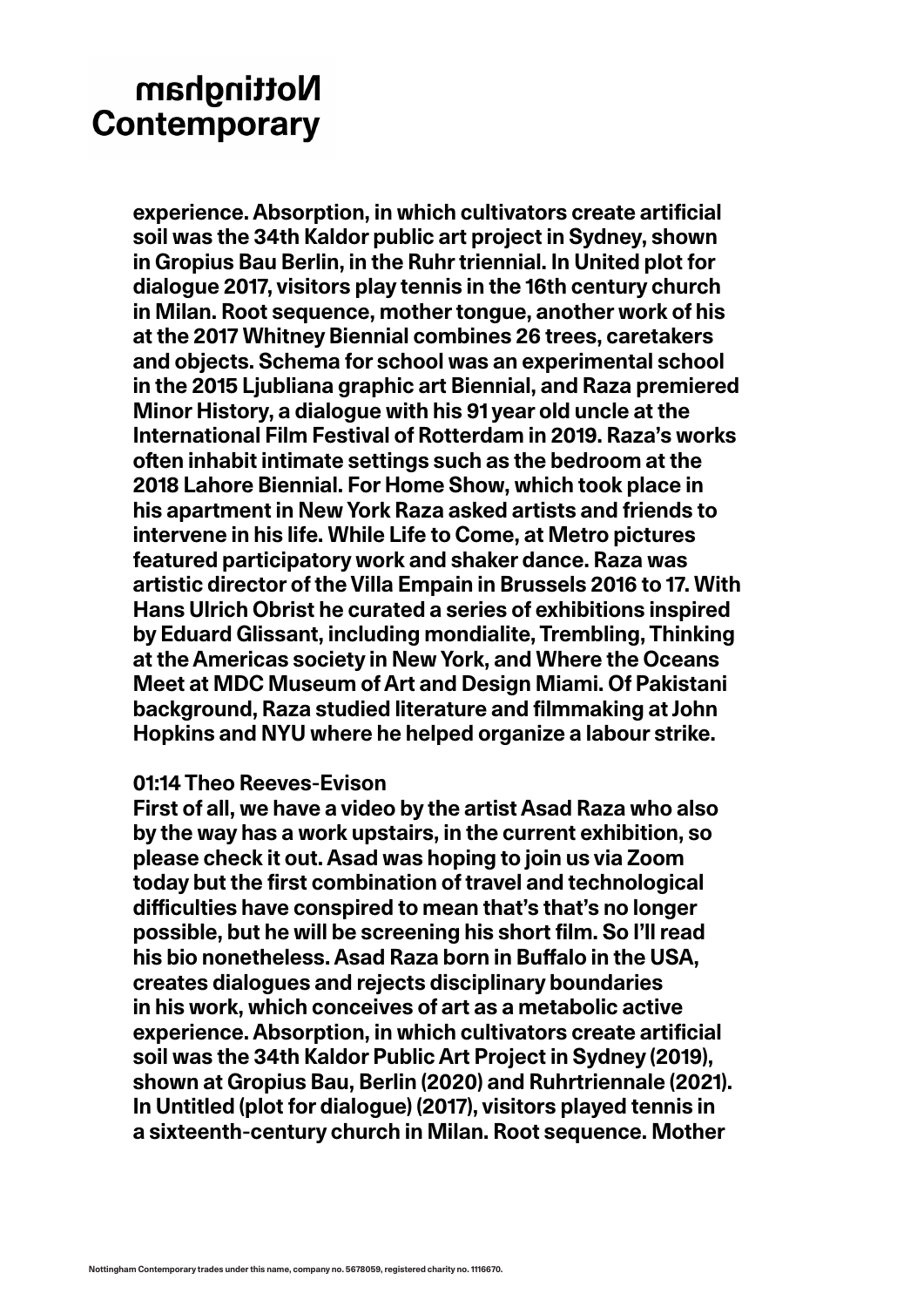**experience. Absorption, in which cultivators create artificial soil was the 34th Kaldor public art project in Sydney, shown in Gropius Bau Berlin, in the Ruhr triennial. In United plot for dialogue 2017, visitors play tennis in the 16th century church in Milan. Root sequence, mother tongue, another work of his at the 2017 Whitney Biennial combines 26 trees, caretakers and objects. Schema for school was an experimental school in the 2015 Ljubliana graphic art Biennial, and Raza premiered Minor History, a dialogue with his 91 year old uncle at the International Film Festival of Rotterdam in 2019. Raza's works often inhabit intimate settings such as the bedroom at the 2018 Lahore Biennial. For Home Show, which took place in his apartment in New York Raza asked artists and friends to intervene in his life. While Life to Come, at Metro pictures featured participatory work and shaker dance. Raza was artistic director of the Villa Empain in Brussels 2016 to 17. With Hans Ulrich Obrist he curated a series of exhibitions inspired by Eduard Glissant, including mondialite, Trembling, Thinking at the Americas society in New York, and Where the Oceans Meet at MDC Museum of Art and Design Miami. Of Pakistani background, Raza studied literature and filmmaking at John Hopkins and NYU where he helped organize a labour strike.**

**01:14 Theo Reeves-Evison**
**First of all, we have a video by the artist Asad Raza who also by the way has a work upstairs, in the current exhibition, so please check it out. Asad was hoping to join us via Zoom today but the first combination of travel and technological difficulties have conspired to mean that's that's no longer possible, but he will be screening his short film. So I'll read his bio nonetheless. Asad Raza born in Buffalo in the USA, creates dialogues and rejects disciplinary boundaries in his work, which conceives of art as a metabolic active experience. Absorption, in which cultivators create artificial soil was the 34th Kaldor Public Art Project in Sydney (2019), shown at Gropius Bau, Berlin (2020) and Ruhrtriennale (2021). In Untitled (plot for dialogue) (2017), visitors played tennis in a sixteenth-century church in Milan. Root sequence. Mother**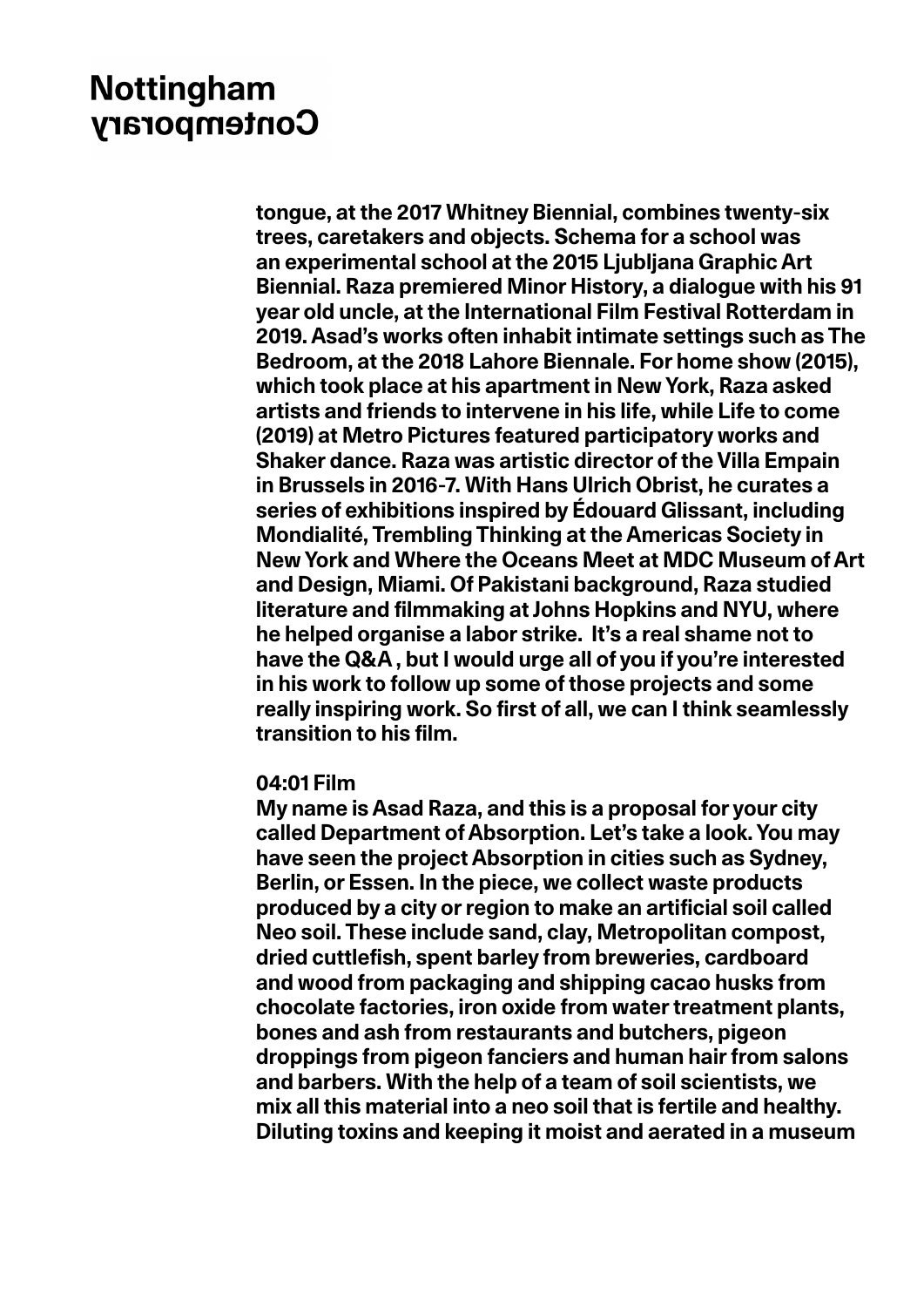tongue, at the 2017 Whitney Biennial, combines twenty-six trees, caretakers and objects. Schema for a school was an experimental school at the 2015 Ljubljana Graphic Art Biennial. Raza premiered Minor History, a dialogue with his 91 year old uncle, at the International Film Festival Rotterdam in 2019. Asad's works often inhabit intimate settings such as The Bedroom, at the 2018 Lahore Biennale. For home show (2015), which took place at his apartment in New York, Raza asked artists and friends to intervene in his life, while Life to come (2019) at Metro Pictures featured participatory works and Shaker dance. Raza was artistic director of the Villa Empain in Brussels in 2016-7. With Hans Ulrich Obrist, he curates a series of exhibitions inspired by Édouard Glissant, including Mondialité, Trembling Thinking at the Americas Society in New York and Where the Oceans Meet at MDC Museum of Art and Design, Miami. Of Pakistani background, Raza studied literature and filmmaking at Johns Hopkins and NYU, where he helped organise a labor strike.  It's a real shame not to have the Q&A , but I would urge all of you if you're interested in his work to follow up some of those projects and some really inspiring work. So first of all, we can I think seamlessly transition to his film.

04:01 Film
My name is Asad Raza, and this is a proposal for your city called Department of Absorption. Let's take a look. You may have seen the project Absorption in cities such as Sydney, Berlin, or Essen. In the piece, we collect waste products produced by a city or region to make an artificial soil called Neo soil. These include sand, clay, Metropolitan compost, dried cuttlefish, spent barley from breweries, cardboard and wood from packaging and shipping cacao husks from chocolate factories, iron oxide from water treatment plants, bones and ash from restaurants and butchers, pigeon droppings from pigeon fanciers and human hair from salons and barbers. With the help of a team of soil scientists, we mix all this material into a neo soil that is fertile and healthy. Diluting toxins and keeping it moist and aerated in a museum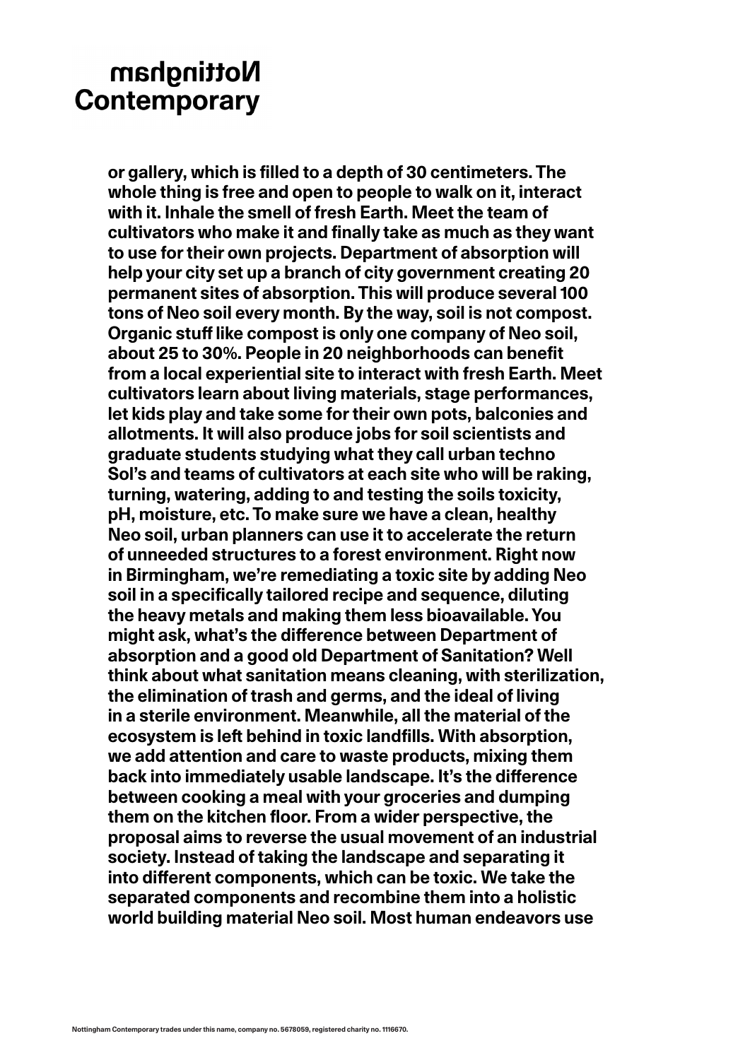**or gallery, which is filled to a depth of 30 centimeters. The whole thing is free and open to people to walk on it, interact with it. Inhale the smell of fresh Earth. Meet the team of cultivators who make it and finally take as much as they want to use for their own projects. Department of absorption will help your city set up a branch of city government creating 20 permanent sites of absorption. This will produce several 100 tons of Neo soil every month. By the way, soil is not compost. Organic stuff like compost is only one company of Neo soil, about 25 to 30%. People in 20 neighborhoods can benefit from a local experiential site to interact with fresh Earth. Meet cultivators learn about living materials, stage performances, let kids play and take some for their own pots, balconies and allotments. It will also produce jobs for soil scientists and graduate students studying what they call urban techno Sol's and teams of cultivators at each site who will be raking, turning, watering, adding to and testing the soils toxicity, pH, moisture, etc. To make sure we have a clean, healthy Neo soil, urban planners can use it to accelerate the return of unneeded structures to a forest environment. Right now in Birmingham, we're remediating a toxic site by adding Neo soil in a specifically tailored recipe and sequence, diluting the heavy metals and making them less bioavailable. You might ask, what's the difference between Department of absorption and a good old Department of Sanitation? Well think about what sanitation means cleaning, with sterilization, the elimination of trash and germs, and the ideal of living in a sterile environment. Meanwhile, all the material of the ecosystem is left behind in toxic landfills. With absorption, we add attention and care to waste products, mixing them back into immediately usable landscape. It's the difference between cooking a meal with your groceries and dumping them on the kitchen floor. From a wider perspective, the proposal aims to reverse the usual movement of an industrial society. Instead of taking the landscape and separating it into different components, which can be toxic. We take the separated components and recombine them into a holistic world building material Neo soil. Most human endeavors use**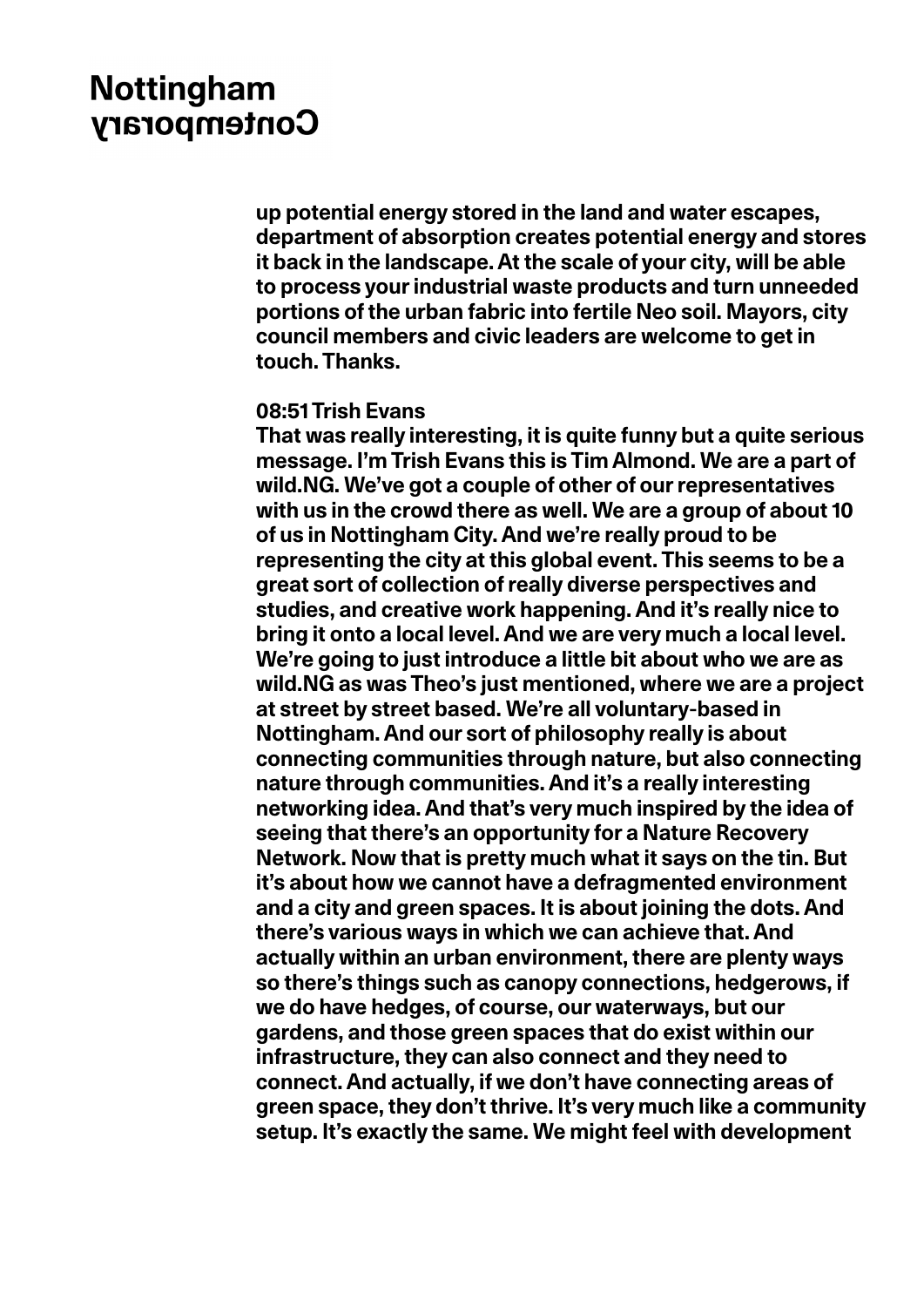up potential energy stored in the land and water escapes, department of absorption creates potential energy and stores it back in the landscape. At the scale of your city, will be able to process your industrial waste products and turn unneeded portions of the urban fabric into fertile Neo soil. Mayors, city council members and civic leaders are welcome to get in touch. Thanks.

**08:51 Trish Evans**
That was really interesting, it is quite funny but a quite serious message. I'm Trish Evans this is Tim Almond. We are a part of wild.NG. We've got a couple of other of our representatives with us in the crowd there as well. We are a group of about 10 of us in Nottingham City. And we're really proud to be representing the city at this global event. This seems to be a great sort of collection of really diverse perspectives and studies, and creative work happening. And it's really nice to bring it onto a local level. And we are very much a local level. We're going to just introduce a little bit about who we are as wild.NG as was Theo's just mentioned, where we are a project at street by street based. We're all voluntary-based in Nottingham. And our sort of philosophy really is about connecting communities through nature, but also connecting nature through communities. And it's a really interesting networking idea. And that's very much inspired by the idea of seeing that there's an opportunity for a Nature Recovery Network. Now that is pretty much what it says on the tin. But it's about how we cannot have a defragmented environment and a city and green spaces. It is about joining the dots. And there's various ways in which we can achieve that. And actually within an urban environment, there are plenty ways so there's things such as canopy connections, hedgerows, if we do have hedges, of course, our waterways, but our gardens, and those green spaces that do exist within our infrastructure, they can also connect and they need to connect. And actually, if we don't have connecting areas of green space, they don't thrive. It's very much like a community setup. It's exactly the same. We might feel with development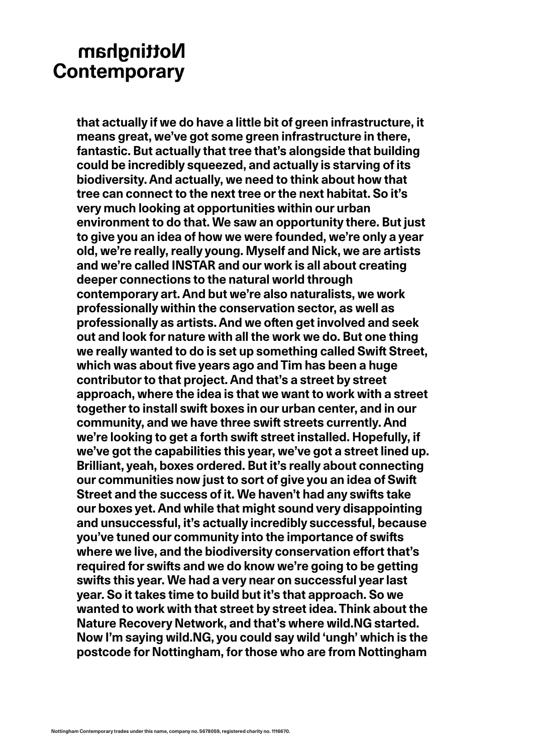**that actually if we do have a little bit of green infrastructure, it means great, we've got some green infrastructure in there, fantastic. But actually that tree that's alongside that building could be incredibly squeezed, and actually is starving of its biodiversity. And actually, we need to think about how that tree can connect to the next tree or the next habitat. So it's very much looking at opportunities within our urban environment to do that. We saw an opportunity there. But just to give you an idea of how we were founded, we're only a year old, we're really, really young. Myself and Nick, we are artists and we're called INSTAR and our work is all about creating deeper connections to the natural world through contemporary art. And but we're also naturalists, we work professionally within the conservation sector, as well as professionally as artists. And we often get involved and seek out and look for nature with all the work we do. But one thing we really wanted to do is set up something called Swift Street, which was about five years ago and Tim has been a huge contributor to that project. And that's a street by street approach, where the idea is that we want to work with a street together to install swift boxes in our urban center, and in our community, and we have three swift streets currently. And we're looking to get a forth swift street installed. Hopefully, if we've got the capabilities this year, we've got a street lined up. Brilliant, yeah, boxes ordered. But it's really about connecting our communities now just to sort of give you an idea of Swift Street and the success of it. We haven't had any swifts take our boxes yet. And while that might sound very disappointing and unsuccessful, it's actually incredibly successful, because you've tuned our community into the importance of swifts where we live, and the biodiversity conservation effort that's required for swifts and we do know we're going to be getting swifts this year. We had a very near on successful year last year. So it takes time to build but it's that approach. So we wanted to work with that street by street idea. Think about the Nature Recovery Network, and that's where wild.NG started. Now I'm saying wild.NG, you could say wild 'ungh' which is the postcode for Nottingham, for those who are from Nottingham**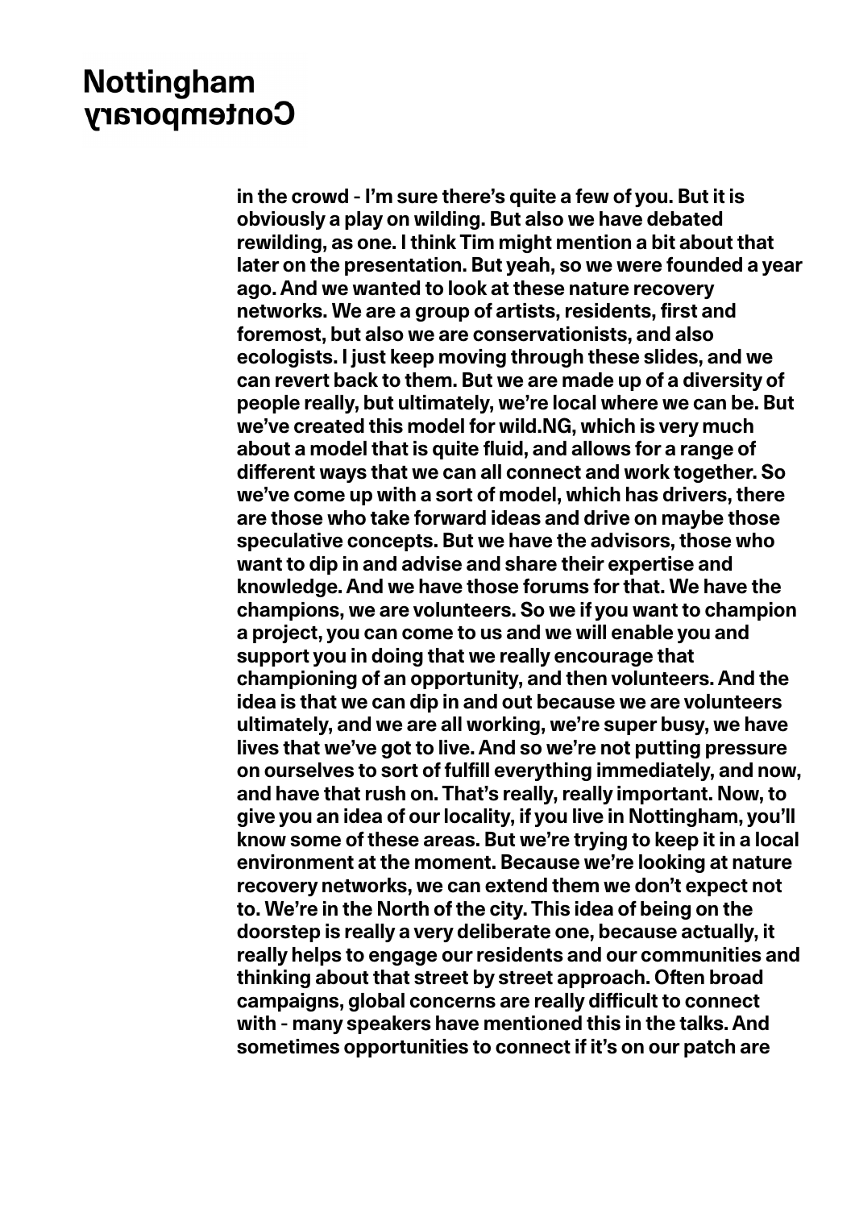in the crowd - I'm sure there's quite a few of you. But it is obviously a play on wilding. But also we have debated rewilding, as one. I think Tim might mention a bit about that later on the presentation. But yeah, so we were founded a year ago. And we wanted to look at these nature recovery networks. We are a group of artists, residents, first and foremost, but also we are conservationists, and also ecologists. I just keep moving through these slides, and we can revert back to them. But we are made up of a diversity of people really, but ultimately, we're local where we can be. But we've created this model for wild.NG, which is very much about a model that is quite fluid, and allows for a range of different ways that we can all connect and work together. So we've come up with a sort of model, which has drivers, there are those who take forward ideas and drive on maybe those speculative concepts. But we have the advisors, those who want to dip in and advise and share their expertise and knowledge. And we have those forums for that. We have the champions, we are volunteers. So we if you want to champion a project, you can come to us and we will enable you and support you in doing that we really encourage that championing of an opportunity, and then volunteers. And the idea is that we can dip in and out because we are volunteers ultimately, and we are all working, we're super busy, we have lives that we've got to live. And so we're not putting pressure on ourselves to sort of fulfill everything immediately, and now, and have that rush on. That's really, really important. Now, to give you an idea of our locality, if you live in Nottingham, you'll know some of these areas. But we're trying to keep it in a local environment at the moment. Because we're looking at nature recovery networks, we can extend them we don't expect not to. We're in the North of the city. This idea of being on the doorstep is really a very deliberate one, because actually, it really helps to engage our residents and our communities and thinking about that street by street approach. Often broad campaigns, global concerns are really difficult to connect with - many speakers have mentioned this in the talks. And sometimes opportunities to connect if it's on our patch are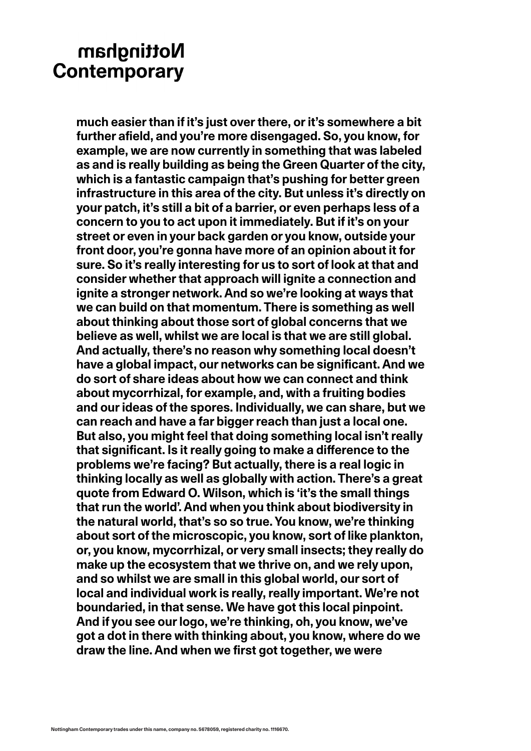much easier than if it's just over there, or it's somewhere a bit further afield, and you're more disengaged. So, you know, for example, we are now currently in something that was labeled as and is really building as being the Green Quarter of the city, which is a fantastic campaign that's pushing for better green infrastructure in this area of the city. But unless it's directly on your patch, it's still a bit of a barrier, or even perhaps less of a concern to you to act upon it immediately. But if it's on your street or even in your back garden or you know, outside your front door, you're gonna have more of an opinion about it for sure. So it's really interesting for us to sort of look at that and consider whether that approach will ignite a connection and ignite a stronger network. And so we're looking at ways that we can build on that momentum. There is something as well about thinking about those sort of global concerns that we believe as well, whilst we are local is that we are still global. And actually, there's no reason why something local doesn't have a global impact, our networks can be significant. And we do sort of share ideas about how we can connect and think about mycorrhizal, for example, and, with a fruiting bodies and our ideas of the spores. Individually, we can share, but we can reach and have a far bigger reach than just a local one. But also, you might feel that doing something local isn't really that significant. Is it really going to make a difference to the problems we're facing? But actually, there is a real logic in thinking locally as well as globally with action. There's a great quote from Edward O. Wilson, which is 'it's the small things that run the world'. And when you think about biodiversity in the natural world, that's so so true. You know, we're thinking about sort of the microscopic, you know, sort of like plankton, or, you know, mycorrhizal, or very small insects; they really do make up the ecosystem that we thrive on, and we rely upon, and so whilst we are small in this global world, our sort of local and individual work is really, really important. We're not boundaried, in that sense. We have got this local pinpoint. And if you see our logo, we're thinking, oh, you know, we've got a dot in there with thinking about, you know, where do we draw the line. And when we first got together, we were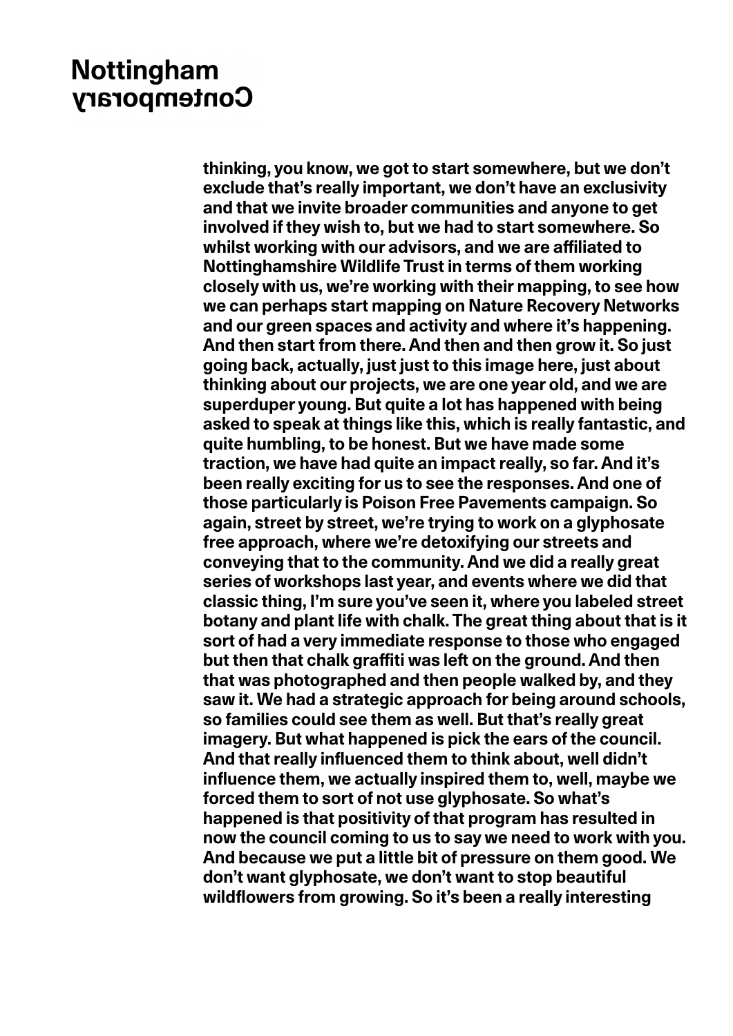thinking, you know, we got to start somewhere, but we don't exclude that's really important, we don't have an exclusivity and that we invite broader communities and anyone to get involved if they wish to, but we had to start somewhere. So whilst working with our advisors, and we are affiliated to Nottinghamshire Wildlife Trust in terms of them working closely with us, we're working with their mapping, to see how we can perhaps start mapping on Nature Recovery Networks and our green spaces and activity and where it's happening. And then start from there. And then and then grow it. So just going back, actually, just just to this image here, just about thinking about our projects, we are one year old, and we are superduper young. But quite a lot has happened with being asked to speak at things like this, which is really fantastic, and quite humbling, to be honest. But we have made some traction, we have had quite an impact really, so far. And it's been really exciting for us to see the responses. And one of those particularly is Poison Free Pavements campaign. So again, street by street, we're trying to work on a glyphosate free approach, where we're detoxifying our streets and conveying that to the community. And we did a really great series of workshops last year, and events where we did that classic thing, I'm sure you've seen it, where you labeled street botany and plant life with chalk. The great thing about that is it sort of had a very immediate response to those who engaged but then that chalk graffiti was left on the ground. And then that was photographed and then people walked by, and they saw it. We had a strategic approach for being around schools, so families could see them as well. But that's really great imagery. But what happened is pick the ears of the council. And that really influenced them to think about, well didn't influence them, we actually inspired them to, well, maybe we forced them to sort of not use glyphosate. So what's happened is that positivity of that program has resulted in now the council coming to us to say we need to work with you. And because we put a little bit of pressure on them good. We don't want glyphosate, we don't want to stop beautiful wildflowers from growing. So it's been a really interesting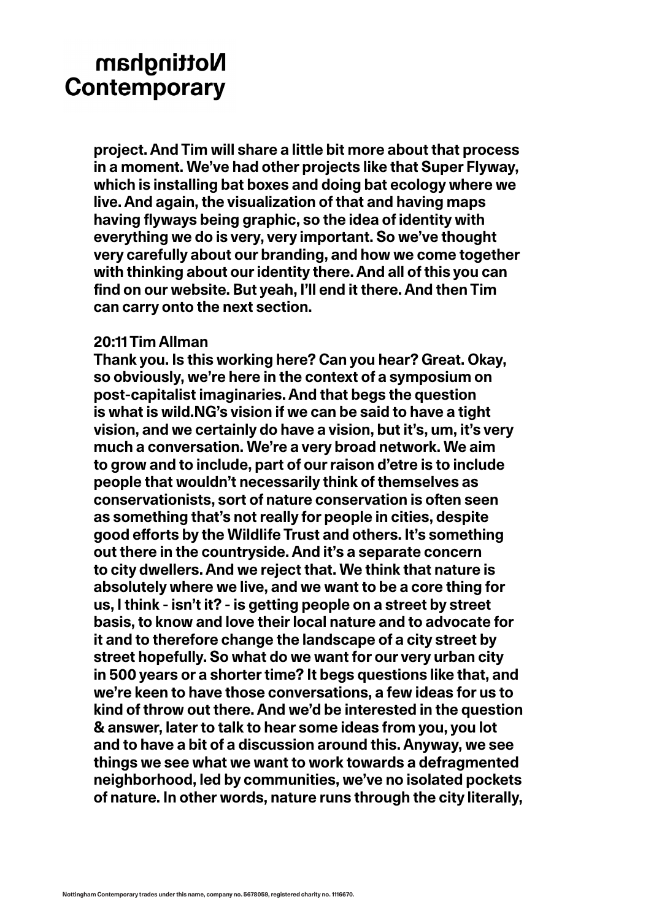project. And Tim will share a little bit more about that process in a moment. We've had other projects like that Super Flyway, which is installing bat boxes and doing bat ecology where we live. And again, the visualization of that and having maps having flyways being graphic, so the idea of identity with everything we do is very, very important. So we've thought very carefully about our branding, and how we come together with thinking about our identity there. And all of this you can find on our website. But yeah, I'll end it there. And then Tim can carry onto the next section.

**20:11 Tim Allman**

Thank you. Is this working here? Can you hear? Great. Okay, so obviously, we're here in the context of a symposium on post-capitalist imaginaries. And that begs the question is what is wild.NG's vision if we can be said to have a tight vision, and we certainly do have a vision, but it's, um, it's very much a conversation. We're a very broad network. We aim to grow and to include, part of our raison d'etre is to include people that wouldn't necessarily think of themselves as conservationists, sort of nature conservation is often seen as something that's not really for people in cities, despite good efforts by the Wildlife Trust and others. It's something out there in the countryside. And it's a separate concern to city dwellers. And we reject that. We think that nature is absolutely where we live, and we want to be a core thing for us, I think - isn't it? - is getting people on a street by street basis, to know and love their local nature and to advocate for it and to therefore change the landscape of a city street by street hopefully. So what do we want for our very urban city in 500 years or a shorter time? It begs questions like that, and we're keen to have those conversations, a few ideas for us to kind of throw out there. And we'd be interested in the question & answer, later to talk to hear some ideas from you, you lot and to have a bit of a discussion around this. Anyway, we see things we see what we want to work towards a defragmented neighborhood, led by communities, we've no isolated pockets of nature. In other words, nature runs through the city literally,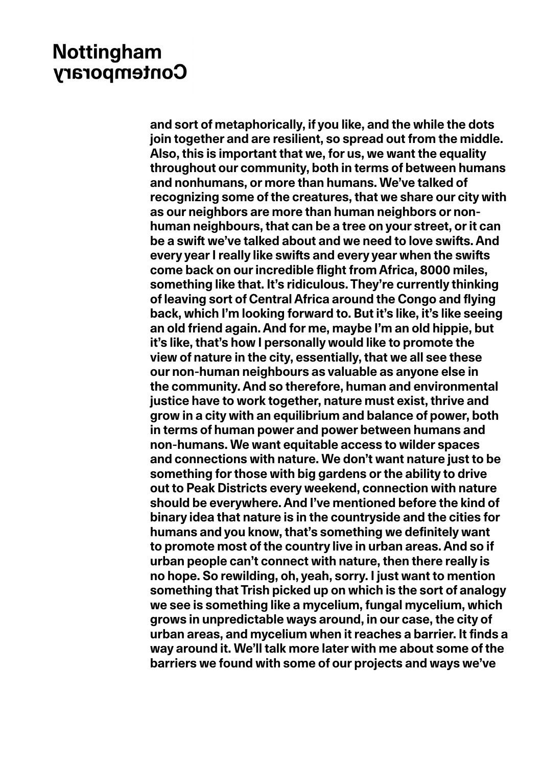and sort of metaphorically, if you like, and the while the dots join together and are resilient, so spread out from the middle. Also, this is important that we, for us, we want the equality throughout our community, both in terms of between humans and nonhumans, or more than humans. We've talked of recognizing some of the creatures, that we share our city with as our neighbors are more than human neighbors or non-human neighbours, that can be a tree on your street, or it can be a swift we've talked about and we need to love swifts. And every year I really like swifts and every year when the swifts come back on our incredible flight from Africa, 8000 miles, something like that. It's ridiculous. They're currently thinking of leaving sort of Central Africa around the Congo and flying back, which I'm looking forward to. But it's like, it's like seeing an old friend again. And for me, maybe I'm an old hippie, but it's like, that's how I personally would like to promote the view of nature in the city, essentially, that we all see these our non-human neighbours as valuable as anyone else in the community. And so therefore, human and environmental justice have to work together, nature must exist, thrive and grow in a city with an equilibrium and balance of power, both in terms of human power and power between humans and non-humans. We want equitable access to wilder spaces and connections with nature. We don't want nature just to be something for those with big gardens or the ability to drive out to Peak Districts every weekend, connection with nature should be everywhere. And I've mentioned before the kind of binary idea that nature is in the countryside and the cities for humans and you know, that's something we definitely want to promote most of the country live in urban areas. And so if urban people can't connect with nature, then there really is no hope. So rewilding, oh, yeah, sorry. I just want to mention something that Trish picked up on which is the sort of analogy we see is something like a mycelium, fungal mycelium, which grows in unpredictable ways around, in our case, the city of urban areas, and mycelium when it reaches a barrier. It finds a way around it. We'll talk more later with me about some of the barriers we found with some of our projects and ways we've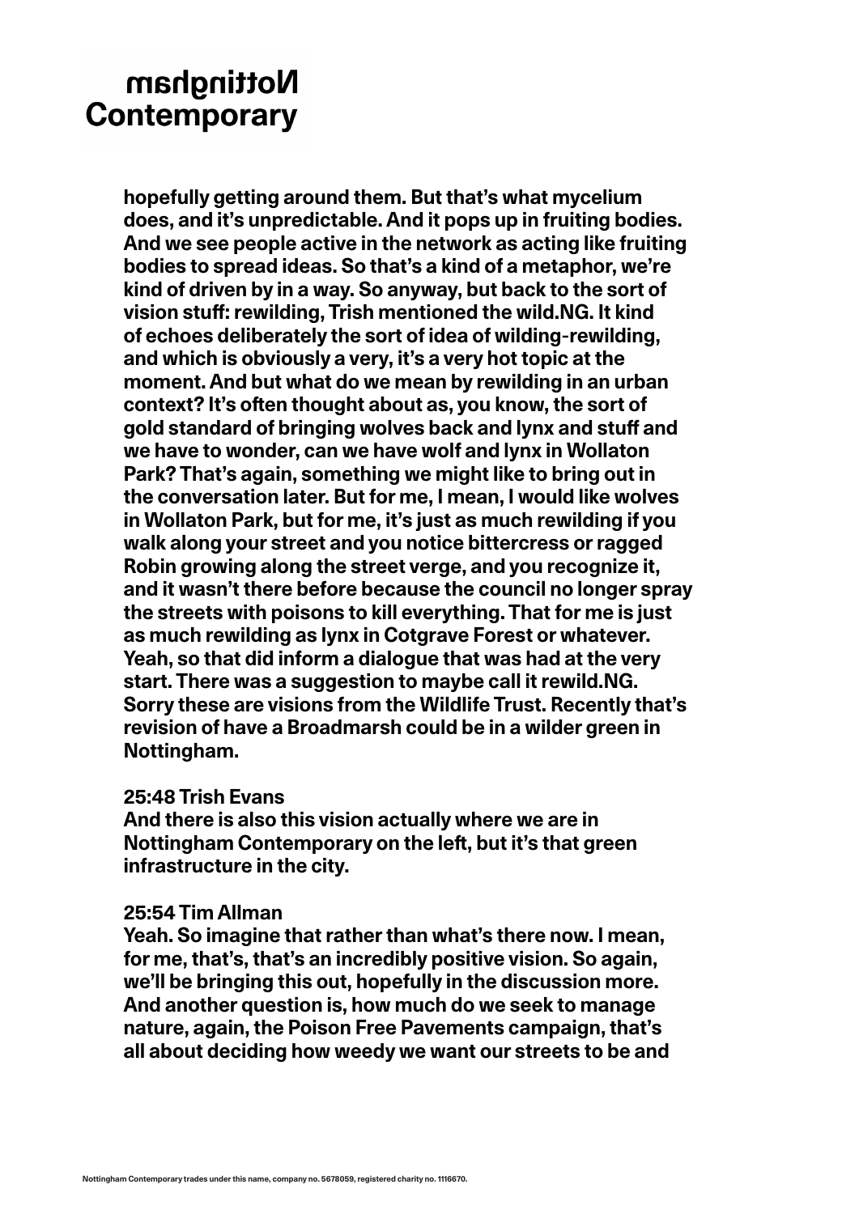hopefully getting around them. But that's what mycelium does, and it's unpredictable. And it pops up in fruiting bodies. And we see people active in the network as acting like fruiting bodies to spread ideas. So that's a kind of a metaphor, we're kind of driven by in a way. So anyway, but back to the sort of vision stuff: rewilding, Trish mentioned the wild.NG. It kind of echoes deliberately the sort of idea of wilding-rewilding, and which is obviously a very, it's a very hot topic at the moment. And but what do we mean by rewilding in an urban context? It's often thought about as, you know, the sort of gold standard of bringing wolves back and lynx and stuff and we have to wonder, can we have wolf and lynx in Wollaton Park? That's again, something we might like to bring out in the conversation later. But for me, I mean, I would like wolves in Wollaton Park, but for me, it's just as much rewilding if you walk along your street and you notice bittercress or ragged Robin growing along the street verge, and you recognize it, and it wasn't there before because the council no longer spray the streets with poisons to kill everything. That for me is just as much rewilding as lynx in Cotgrave Forest or whatever. Yeah, so that did inform a dialogue that was had at the very start. There was a suggestion to maybe call it rewild.NG. Sorry these are visions from the Wildlife Trust. Recently that's revision of have a Broadmarsh could be in a wilder green in Nottingham.

**25:48 Trish Evans**
And there is also this vision actually where we are in Nottingham Contemporary on the left, but it's that green infrastructure in the city.

**25:54 Tim Allman**
Yeah. So imagine that rather than what's there now. I mean, for me, that's, that's an incredibly positive vision. So again, we'll be bringing this out, hopefully in the discussion more. And another question is, how much do we seek to manage nature, again, the Poison Free Pavements campaign, that's all about deciding how weedy we want our streets to be and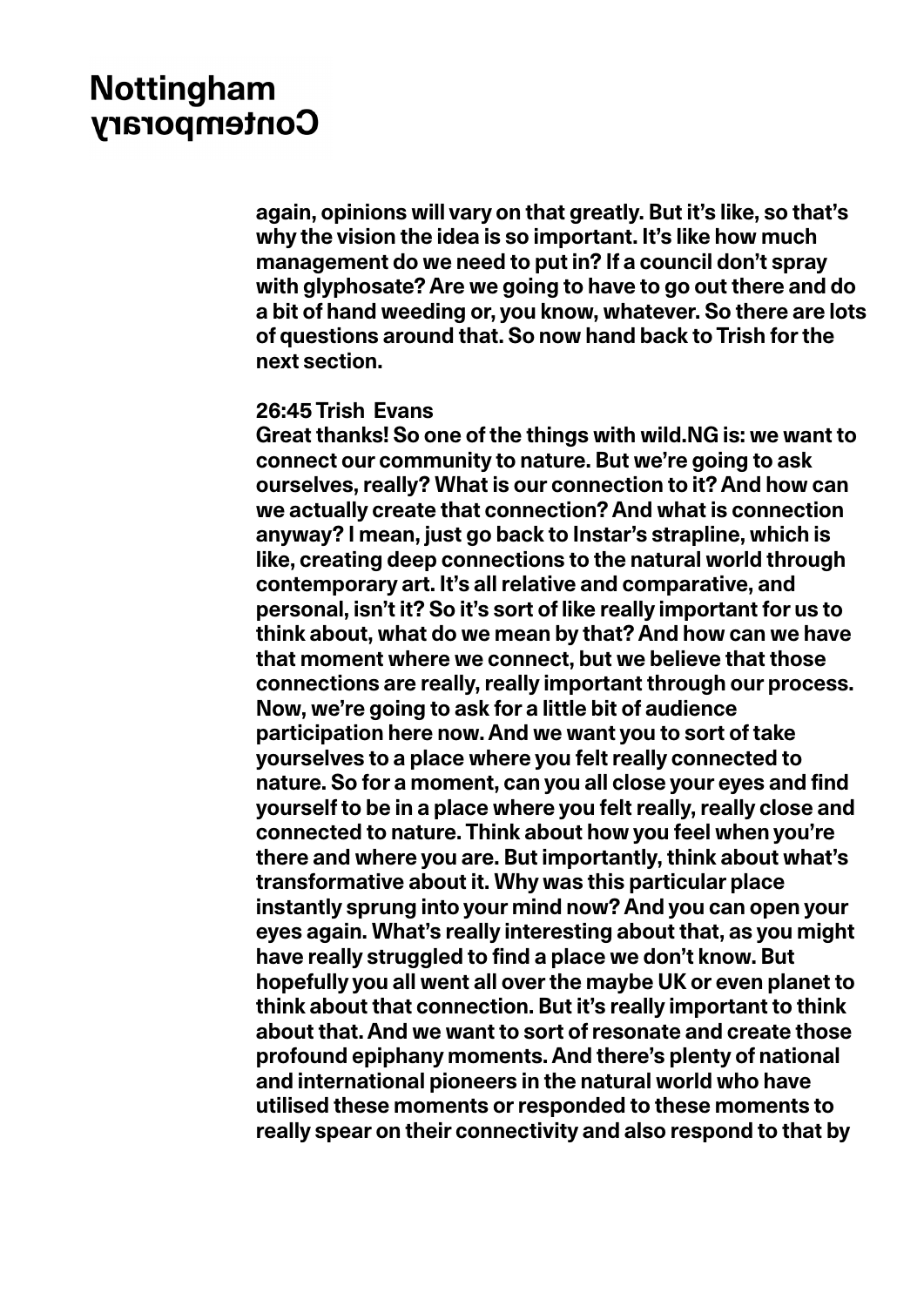again, opinions will vary on that greatly. But it's like, so that's why the vision the idea is so important. It's like how much management do we need to put in? If a council don't spray with glyphosate? Are we going to have to go out there and do a bit of hand weeding or, you know, whatever. So there are lots of questions around that. So now hand back to Trish for the next section.

**26:45 Trish Evans**
Great thanks! So one of the things with wild.NG is: we want to connect our community to nature. But we're going to ask ourselves, really? What is our connection to it? And how can we actually create that connection? And what is connection anyway? I mean, just go back to Instar's strapline, which is like, creating deep connections to the natural world through contemporary art. It's all relative and comparative, and personal, isn't it? So it's sort of like really important for us to think about, what do we mean by that? And how can we have that moment where we connect, but we believe that those connections are really, really important through our process. Now, we're going to ask for a little bit of audience participation here now. And we want you to sort of take yourselves to a place where you felt really connected to nature. So for a moment, can you all close your eyes and find yourself to be in a place where you felt really, really close and connected to nature. Think about how you feel when you're there and where you are. But importantly, think about what's transformative about it. Why was this particular place instantly sprung into your mind now? And you can open your eyes again. What's really interesting about that, as you might have really struggled to find a place we don't know. But hopefully you all went all over the maybe UK or even planet to think about that connection. But it's really important to think about that. And we want to sort of resonate and create those profound epiphany moments. And there's plenty of national and international pioneers in the natural world who have utilised these moments or responded to these moments to really spear on their connectivity and also respond to that by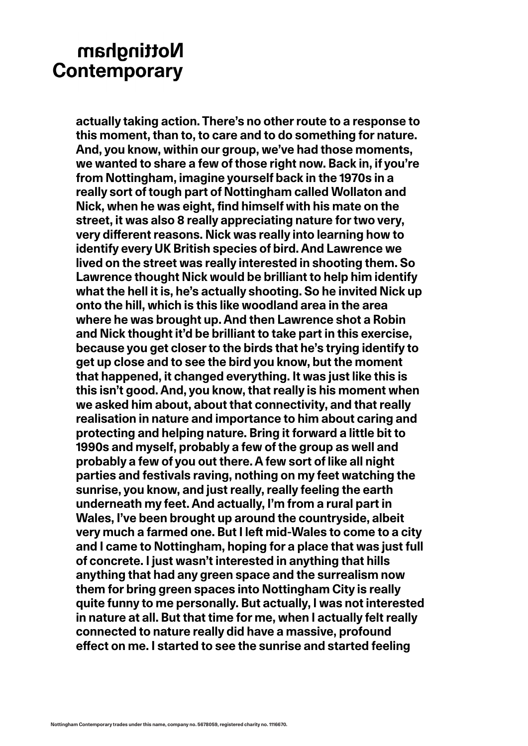actually taking action. There's no other route to a response to this moment, than to, to care and to do something for nature. And, you know, within our group, we've had those moments, we wanted to share a few of those right now. Back in, if you're from Nottingham, imagine yourself back in the 1970s in a really sort of tough part of Nottingham called Wollaton and Nick, when he was eight, find himself with his mate on the street, it was also 8 really appreciating nature for two very, very different reasons. Nick was really into learning how to identify every UK British species of bird. And Lawrence we lived on the street was really interested in shooting them. So Lawrence thought Nick would be brilliant to help him identify what the hell it is, he's actually shooting. So he invited Nick up onto the hill, which is this like woodland area in the area where he was brought up. And then Lawrence shot a Robin and Nick thought it'd be brilliant to take part in this exercise, because you get closer to the birds that he's trying identify to get up close and to see the bird you know, but the moment that happened, it changed everything. It was just like this is this isn't good. And, you know, that really is his moment when we asked him about, about that connectivity, and that really realisation in nature and importance to him about caring and protecting and helping nature. Bring it forward a little bit to 1990s and myself, probably a few of the group as well and probably a few of you out there. A few sort of like all night parties and festivals raving, nothing on my feet watching the sunrise, you know, and just really, really feeling the earth underneath my feet. And actually, I'm from a rural part in Wales, I've been brought up around the countryside, albeit very much a farmed one. But I left mid-Wales to come to a city and I came to Nottingham, hoping for a place that was just full of concrete. I just wasn't interested in anything that hills anything that had any green space and the surrealism now them for bring green spaces into Nottingham City is really quite funny to me personally. But actually, I was not interested in nature at all. But that time for me, when I actually felt really connected to nature really did have a massive, profound effect on me. I started to see the sunrise and started feeling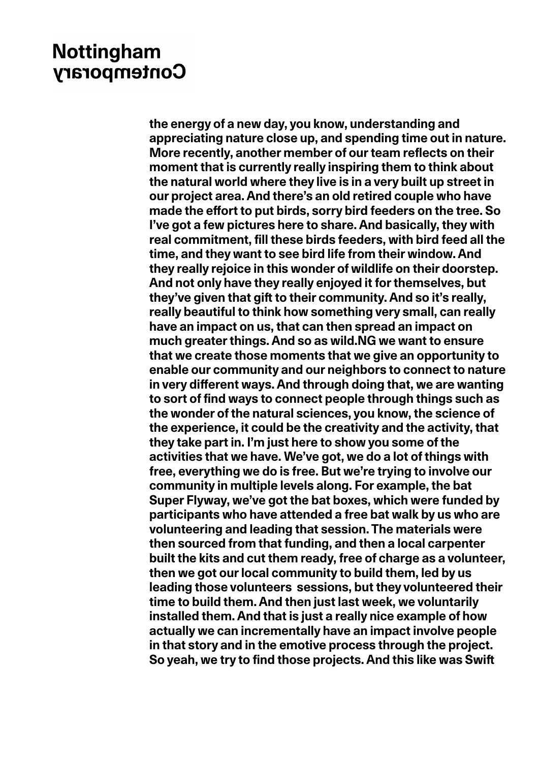**the energy of a new day, you know, understanding and appreciating nature close up, and spending time out in nature. More recently, another member of our team reflects on their moment that is currently really inspiring them to think about the natural world where they live is in a very built up street in our project area. And there's an old retired couple who have made the effort to put birds, sorry bird feeders on the tree. So I've got a few pictures here to share. And basically, they with real commitment, fill these birds feeders, with bird feed all the time, and they want to see bird life from their window. And they really rejoice in this wonder of wildlife on their doorstep. And not only have they really enjoyed it for themselves, but they've given that gift to their community. And so it's really, really beautiful to think how something very small, can really have an impact on us, that can then spread an impact on much greater things. And so as wild.NG we want to ensure that we create those moments that we give an opportunity to enable our community and our neighbors to connect to nature in very different ways. And through doing that, we are wanting to sort of find ways to connect people through things such as the wonder of the natural sciences, you know, the science of the experience, it could be the creativity and the activity, that they take part in. I'm just here to show you some of the activities that we have. We've got, we do a lot of things with free, everything we do is free. But we're trying to involve our community in multiple levels along. For example, the bat Super Flyway, we've got the bat boxes, which were funded by participants who have attended a free bat walk by us who are volunteering and leading that session. The materials were then sourced from that funding, and then a local carpenter built the kits and cut them ready, free of charge as a volunteer, then we got our local community to build them, led by us leading those volunteers sessions, but they volunteered their time to build them. And then just last week, we voluntarily installed them. And that is just a really nice example of how actually we can incrementally have an impact involve people in that story and in the emotive process through the project. So yeah, we try to find those projects. And this like was Swift**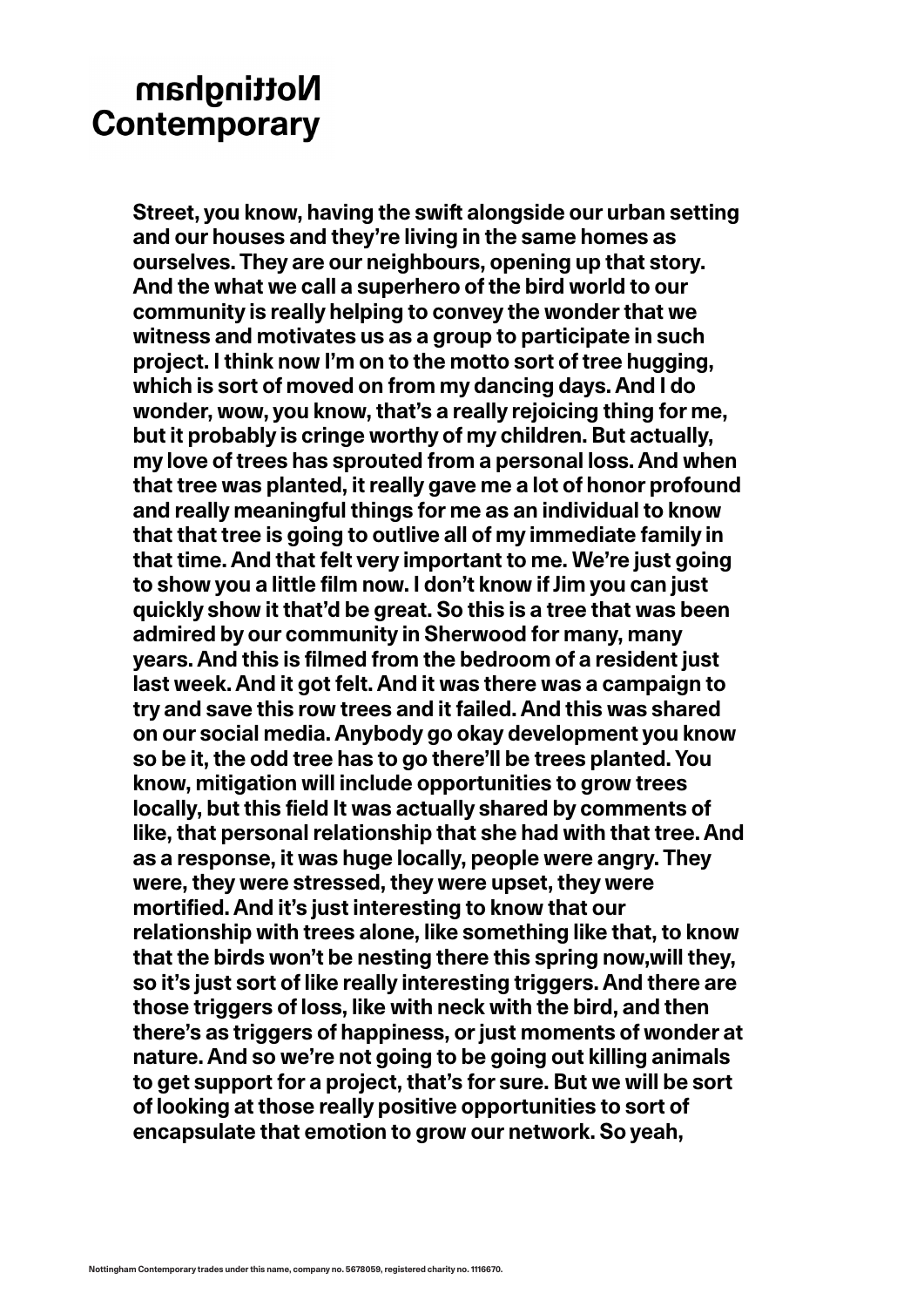**Street, you know, having the swift alongside our urban setting and our houses and they're living in the same homes as ourselves. They are our neighbours, opening up that story. And the what we call a superhero of the bird world to our community is really helping to convey the wonder that we witness and motivates us as a group to participate in such project. I think now I'm on to the motto sort of tree hugging, which is sort of moved on from my dancing days. And I do wonder, wow, you know, that's a really rejoicing thing for me, but it probably is cringe worthy of my children. But actually, my love of trees has sprouted from a personal loss. And when that tree was planted, it really gave me a lot of honor profound and really meaningful things for me as an individual to know that that tree is going to outlive all of my immediate family in that time. And that felt very important to me. We're just going to show you a little film now. I don't know if Jim you can just quickly show it that'd be great. So this is a tree that was been admired by our community in Sherwood for many, many years. And this is filmed from the bedroom of a resident just last week. And it got felt. And it was there was a campaign to try and save this row trees and it failed. And this was shared on our social media. Anybody go okay development you know so be it, the odd tree has to go there'll be trees planted. You know, mitigation will include opportunities to grow trees locally, but this field It was actually shared by comments of like, that personal relationship that she had with that tree. And as a response, it was huge locally, people were angry. They were, they were stressed, they were upset, they were mortified. And it's just interesting to know that our relationship with trees alone, like something like that, to know that the birds won't be nesting there this spring now,will they, so it's just sort of like really interesting triggers. And there are those triggers of loss, like with neck with the bird, and then there's as triggers of happiness, or just moments of wonder at nature. And so we're not going to be going out killing animals to get support for a project, that's for sure. But we will be sort of looking at those really positive opportunities to sort of encapsulate that emotion to grow our network. So yeah,**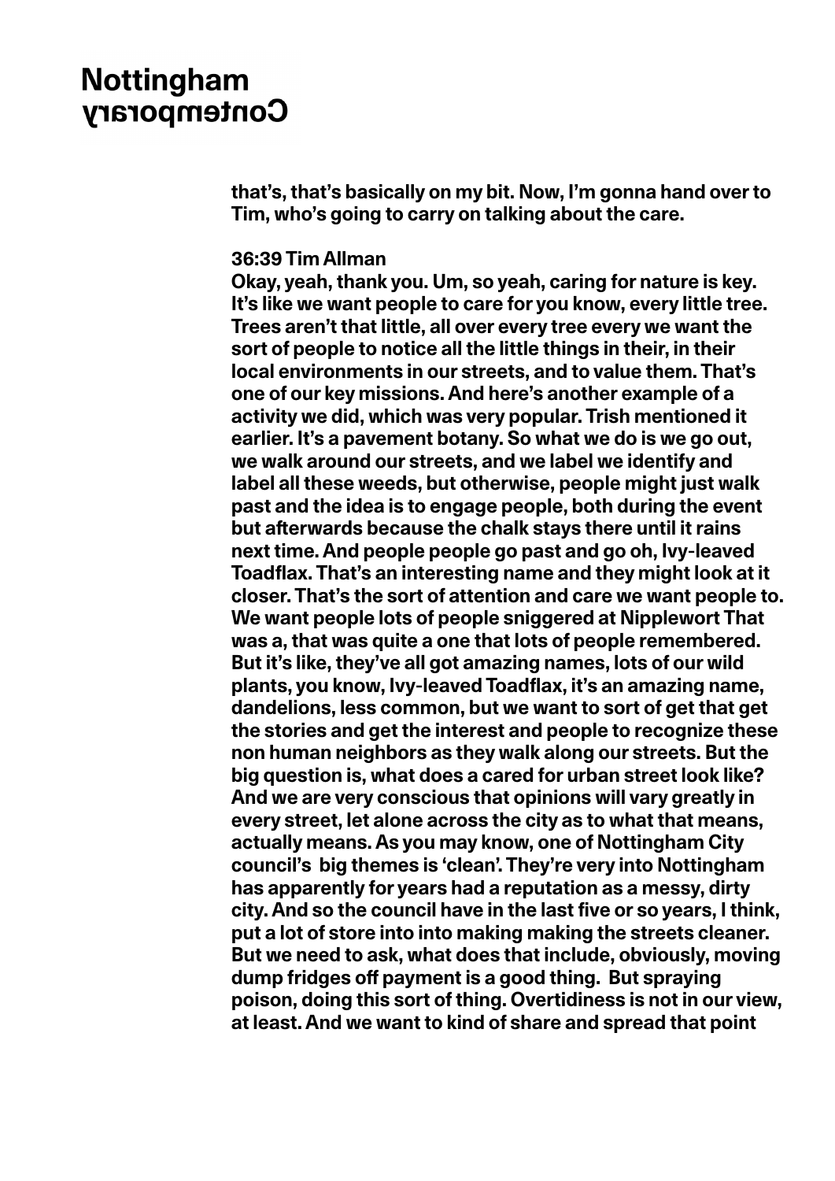that's, that's basically on my bit. Now, I'm gonna hand over to Tim, who's going to carry on talking about the care.

**36:39 Tim Allman**
Okay, yeah, thank you. Um, so yeah, caring for nature is key. It's like we want people to care for you know, every little tree. Trees aren't that little, all over every tree every we want the sort of people to notice all the little things in their, in their local environments in our streets, and to value them. That's one of our key missions. And here's another example of a activity we did, which was very popular. Trish mentioned it earlier. It's a pavement botany. So what we do is we go out, we walk around our streets, and we label we identify and label all these weeds, but otherwise, people might just walk past and the idea is to engage people, both during the event but afterwards because the chalk stays there until it rains next time. And people people go past and go oh, Ivy-leaved Toadflax. That's an interesting name and they might look at it closer. That's the sort of attention and care we want people to. We want people lots of people sniggered at Nipplewort That was a, that was quite a one that lots of people remembered. But it's like, they've all got amazing names, lots of our wild plants, you know, Ivy-leaved Toadflax, it's an amazing name, dandelions, less common, but we want to sort of get that get the stories and get the interest and people to recognize these non human neighbors as they walk along our streets. But the big question is, what does a cared for urban street look like? And we are very conscious that opinions will vary greatly in every street, let alone across the city as to what that means, actually means. As you may know, one of Nottingham City council's big themes is 'clean'. They're very into Nottingham has apparently for years had a reputation as a messy, dirty city. And so the council have in the last five or so years, I think, put a lot of store into into making making the streets cleaner. But we need to ask, what does that include, obviously, moving dump fridges off payment is a good thing. But spraying poison, doing this sort of thing. Overtidiness is not in our view, at least. And we want to kind of share and spread that point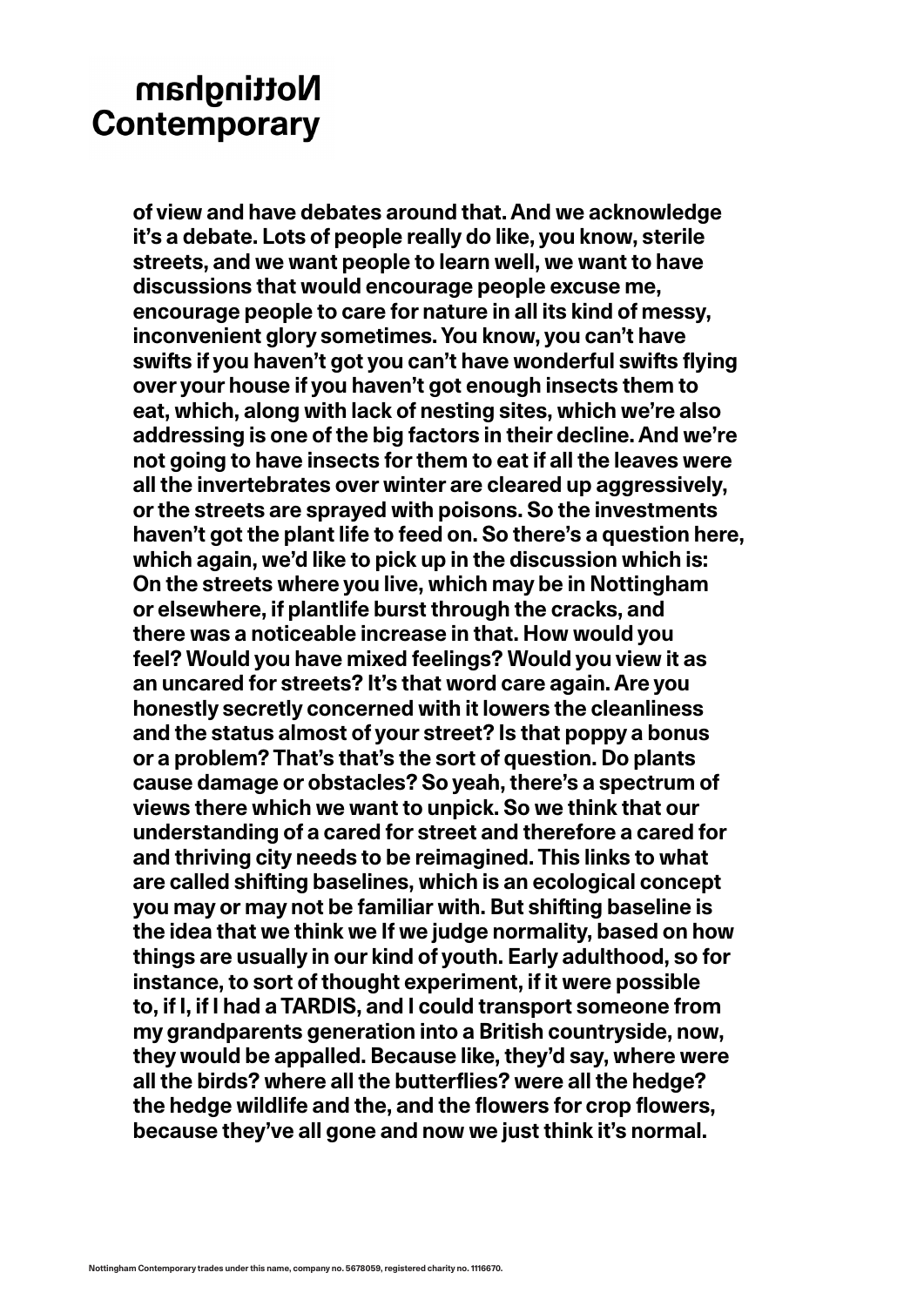of view and have debates around that. And we acknowledge it's a debate. Lots of people really do like, you know, sterile streets, and we want people to learn well, we want to have discussions that would encourage people excuse me, encourage people to care for nature in all its kind of messy, inconvenient glory sometimes. You know, you can't have swifts if you haven't got you can't have wonderful swifts flying over your house if you haven't got enough insects them to eat, which, along with lack of nesting sites, which we're also addressing is one of the big factors in their decline. And we're not going to have insects for them to eat if all the leaves were all the invertebrates over winter are cleared up aggressively, or the streets are sprayed with poisons. So the investments haven't got the plant life to feed on. So there's a question here, which again, we'd like to pick up in the discussion which is: On the streets where you live, which may be in Nottingham or elsewhere, if plantlife burst through the cracks, and there was a noticeable increase in that. How would you feel? Would you have mixed feelings? Would you view it as an uncared for streets? It's that word care again. Are you honestly secretly concerned with it lowers the cleanliness and the status almost of your street? Is that poppy a bonus or a problem? That's that's the sort of question. Do plants cause damage or obstacles? So yeah, there's a spectrum of views there which we want to unpick. So we think that our understanding of a cared for street and therefore a cared for and thriving city needs to be reimagined. This links to what are called shifting baselines, which is an ecological concept you may or may not be familiar with. But shifting baseline is the idea that we think we If we judge normality, based on how things are usually in our kind of youth. Early adulthood, so for instance, to sort of thought experiment, if it were possible to, if I, if I had a TARDIS, and I could transport someone from my grandparents generation into a British countryside, now, they would be appalled. Because like, they'd say, where were all the birds? where all the butterflies? were all the hedge? the hedge wildlife and the, and the flowers for crop flowers, because they've all gone and now we just think it's normal.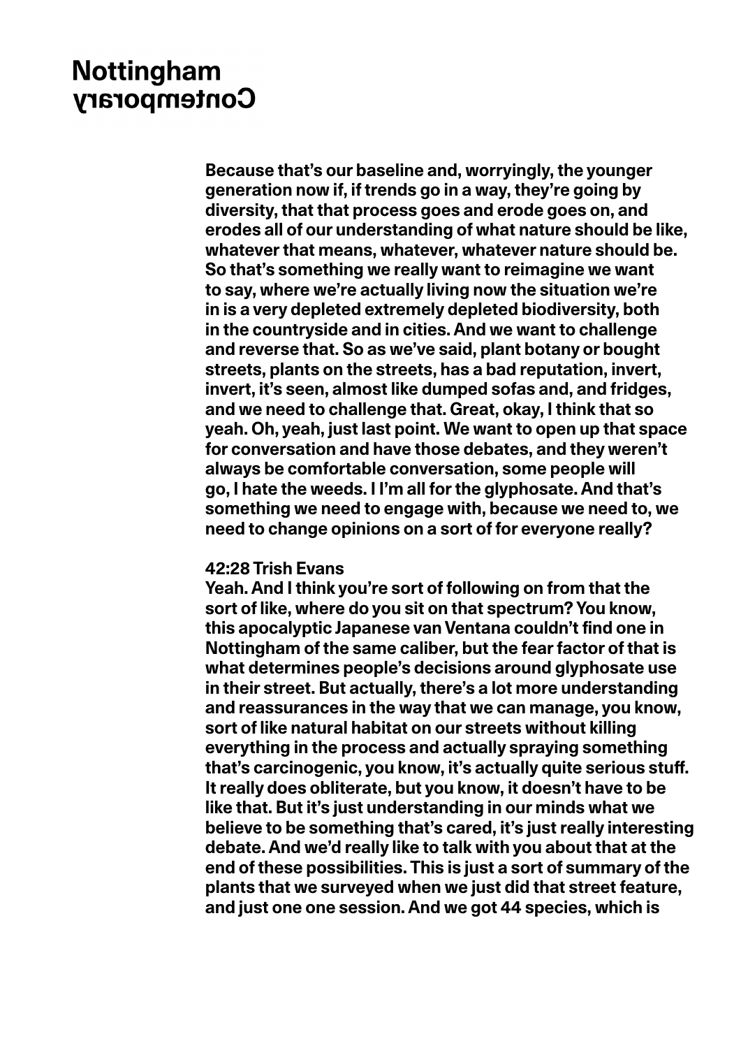Because that's our baseline and, worryingly, the younger generation now if, if trends go in a way, they're going by diversity, that that process goes and erode goes on, and erodes all of our understanding of what nature should be like, whatever that means, whatever, whatever nature should be. So that's something we really want to reimagine we want to say, where we're actually living now the situation we're in is a very depleted extremely depleted biodiversity, both in the countryside and in cities. And we want to challenge and reverse that. So as we've said, plant botany or bought streets, plants on the streets, has a bad reputation, invert, invert, it's seen, almost like dumped sofas and, and fridges, and we need to challenge that. Great, okay, I think that so yeah. Oh, yeah, just last point. We want to open up that space for conversation and have those debates, and they weren't always be comfortable conversation, some people will go, I hate the weeds. I I'm all for the glyphosate. And that's something we need to engage with, because we need to, we need to change opinions on a sort of for everyone really?

**42:28 Trish Evans**
Yeah. And I think you're sort of following on from that the sort of like, where do you sit on that spectrum? You know, this apocalyptic Japanese van Ventana couldn't find one in Nottingham of the same caliber, but the fear factor of that is what determines people's decisions around glyphosate use in their street. But actually, there's a lot more understanding and reassurances in the way that we can manage, you know, sort of like natural habitat on our streets without killing everything in the process and actually spraying something that's carcinogenic, you know, it's actually quite serious stuff. It really does obliterate, but you know, it doesn't have to be like that. But it's just understanding in our minds what we believe to be something that's cared, it's just really interesting debate. And we'd really like to talk with you about that at the end of these possibilities. This is just a sort of summary of the plants that we surveyed when we just did that street feature, and just one one session. And we got 44 species, which is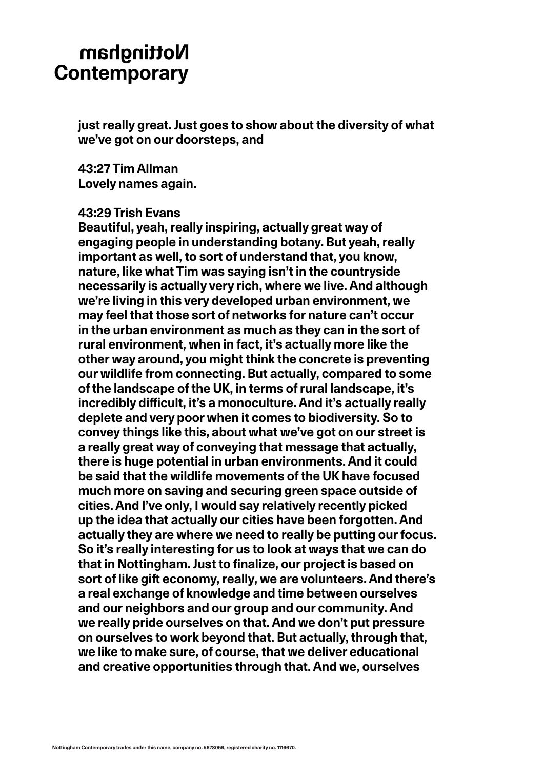just really great. Just goes to show about the diversity of what we've got on our doorsteps, and

43:27 Tim Allman
Lovely names again.

43:29 Trish Evans
Beautiful, yeah, really inspiring, actually great way of engaging people in understanding botany. But yeah, really important as well, to sort of understand that, you know, nature, like what Tim was saying isn't in the countryside necessarily is actually very rich, where we live. And although we're living in this very developed urban environment, we may feel that those sort of networks for nature can't occur in the urban environment as much as they can in the sort of rural environment, when in fact, it's actually more like the other way around, you might think the concrete is preventing our wildlife from connecting. But actually, compared to some of the landscape of the UK, in terms of rural landscape, it's incredibly difficult, it's a monoculture. And it's actually really deplete and very poor when it comes to biodiversity. So to convey things like this, about what we've got on our street is a really great way of conveying that message that actually, there is huge potential in urban environments. And it could be said that the wildlife movements of the UK have focused much more on saving and securing green space outside of cities. And I've only, I would say relatively recently picked up the idea that actually our cities have been forgotten. And actually they are where we need to really be putting our focus. So it's really interesting for us to look at ways that we can do that in Nottingham. Just to finalize, our project is based on sort of like gift economy, really, we are volunteers. And there's a real exchange of knowledge and time between ourselves and our neighbors and our group and our community. And we really pride ourselves on that. And we don't put pressure on ourselves to work beyond that. But actually, through that, we like to make sure, of course, that we deliver educational and creative opportunities through that. And we, ourselves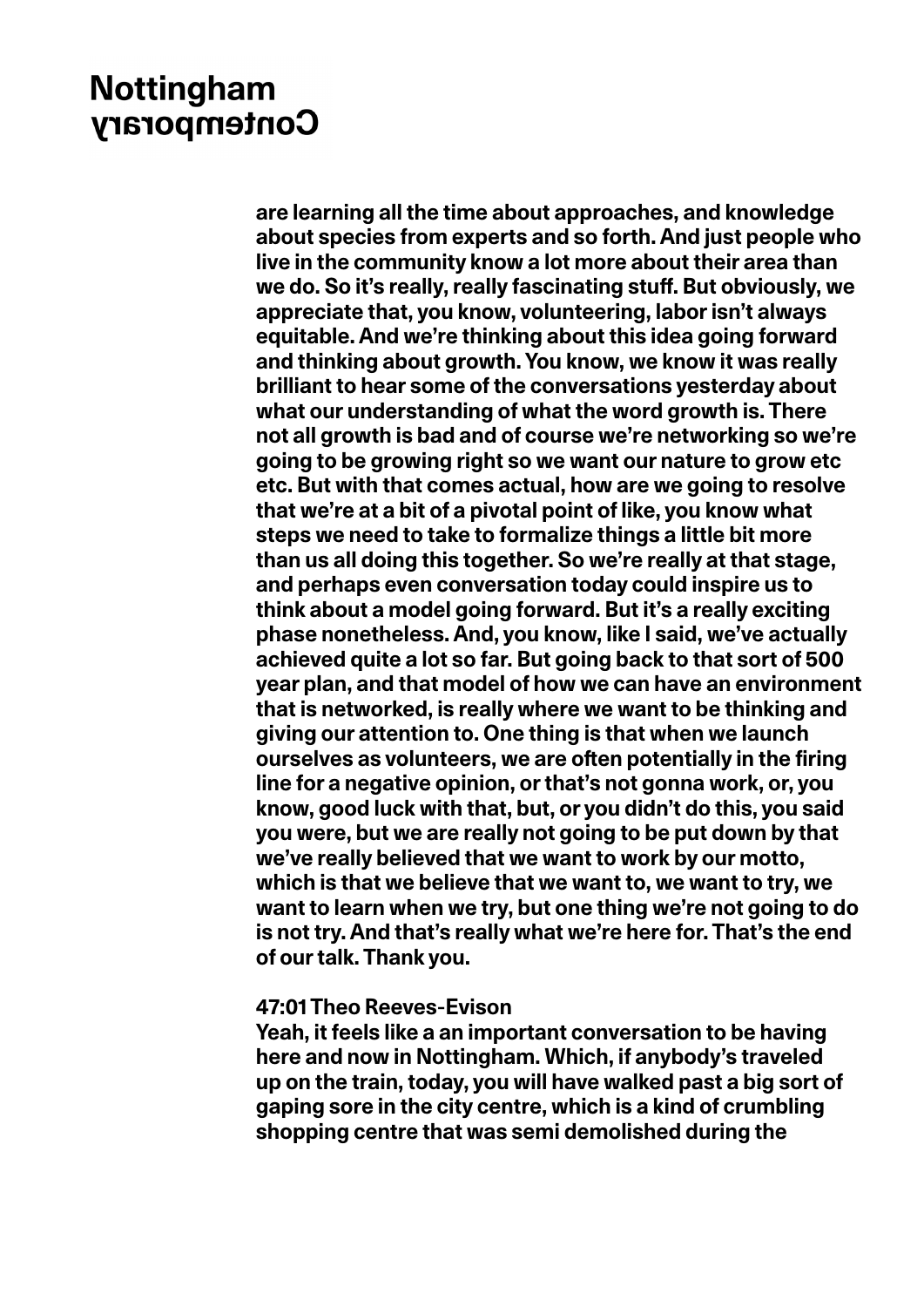are learning all the time about approaches, and knowledge about species from experts and so forth. And just people who live in the community know a lot more about their area than we do. So it's really, really fascinating stuff. But obviously, we appreciate that, you know, volunteering, labor isn't always equitable. And we're thinking about this idea going forward and thinking about growth. You know, we know it was really brilliant to hear some of the conversations yesterday about what our understanding of what the word growth is. There not all growth is bad and of course we're networking so we're going to be growing right so we want our nature to grow etc etc. But with that comes actual, how are we going to resolve that we're at a bit of a pivotal point of like, you know what steps we need to take to formalize things a little bit more than us all doing this together. So we're really at that stage, and perhaps even conversation today could inspire us to think about a model going forward. But it's a really exciting phase nonetheless. And, you know, like I said, we've actually achieved quite a lot so far. But going back to that sort of 500 year plan, and that model of how we can have an environment that is networked, is really where we want to be thinking and giving our attention to. One thing is that when we launch ourselves as volunteers, we are often potentially in the firing line for a negative opinion, or that's not gonna work, or, you know, good luck with that, but, or you didn't do this, you said you were, but we are really not going to be put down by that we've really believed that we want to work by our motto, which is that we believe that we want to, we want to try, we want to learn when we try, but one thing we're not going to do is not try. And that's really what we're here for. That's the end of our talk. Thank you.

**47:01 Theo Reeves-Evison**
Yeah, it feels like a an important conversation to be having here and now in Nottingham. Which, if anybody's traveled up on the train, today, you will have walked past a big sort of gaping sore in the city centre, which is a kind of crumbling shopping centre that was semi demolished during the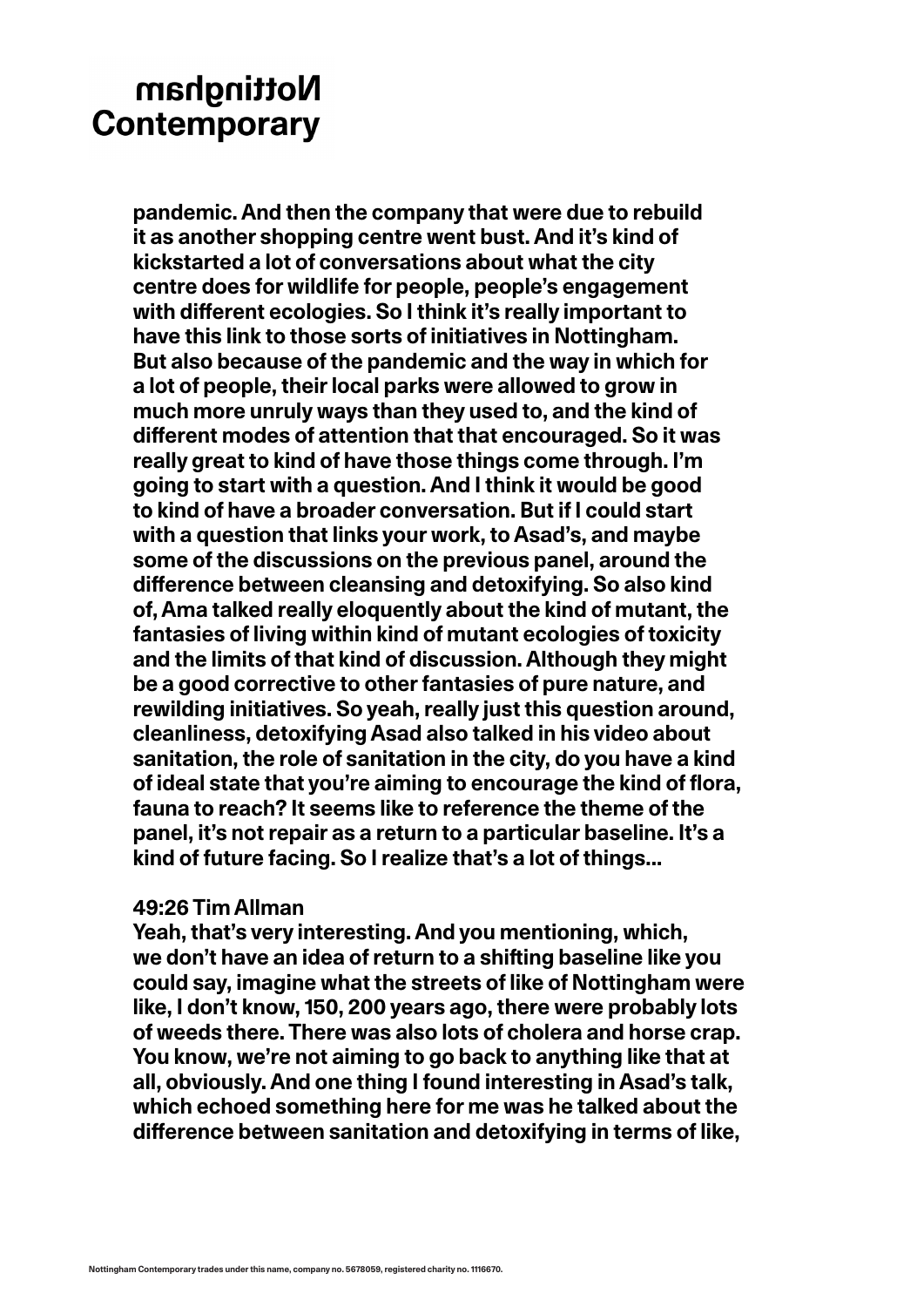pandemic. And then the company that were due to rebuild it as another shopping centre went bust. And it's kind of kickstarted a lot of conversations about what the city centre does for wildlife for people, people's engagement with different ecologies. So I think it's really important to have this link to those sorts of initiatives in Nottingham. But also because of the pandemic and the way in which for a lot of people, their local parks were allowed to grow in much more unruly ways than they used to, and the kind of different modes of attention that that encouraged. So it was really great to kind of have those things come through. I'm going to start with a question. And I think it would be good to kind of have a broader conversation. But if I could start with a question that links your work, to Asad's, and maybe some of the discussions on the previous panel, around the difference between cleansing and detoxifying. So also kind of, Ama talked really eloquently about the kind of mutant, the fantasies of living within kind of mutant ecologies of toxicity and the limits of that kind of discussion. Although they might be a good corrective to other fantasies of pure nature, and rewilding initiatives. So yeah, really just this question around, cleanliness, detoxifying Asad also talked in his video about sanitation, the role of sanitation in the city, do you have a kind of ideal state that you're aiming to encourage the kind of flora, fauna to reach? It seems like to reference the theme of the panel, it's not repair as a return to a particular baseline. It's a kind of future facing. So I realize that's a lot of things...

**49:26 Tim Allman**

Yeah, that's very interesting. And you mentioning, which, we don't have an idea of return to a shifting baseline like you could say, imagine what the streets of like of Nottingham were like, I don't know, 150, 200 years ago, there were probably lots of weeds there. There was also lots of cholera and horse crap. You know, we're not aiming to go back to anything like that at all, obviously. And one thing I found interesting in Asad's talk, which echoed something here for me was he talked about the difference between sanitation and detoxifying in terms of like,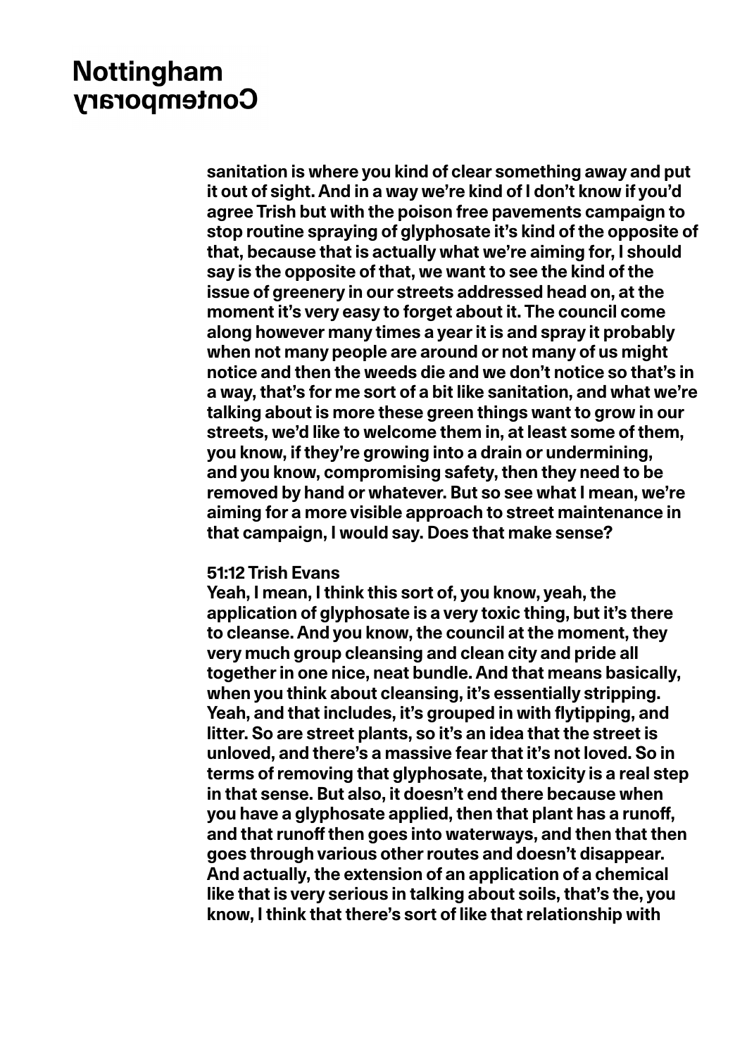sanitation is where you kind of clear something away and put it out of sight. And in a way we're kind of I don't know if you'd agree Trish but with the poison free pavements campaign to stop routine spraying of glyphosate it's kind of the opposite of that, because that is actually what we're aiming for, I should say is the opposite of that, we want to see the kind of the issue of greenery in our streets addressed head on, at the moment it's very easy to forget about it. The council come along however many times a year it is and spray it probably when not many people are around or not many of us might notice and then the weeds die and we don't notice so that's in a way, that's for me sort of a bit like sanitation, and what we're talking about is more these green things want to grow in our streets, we'd like to welcome them in, at least some of them, you know, if they're growing into a drain or undermining, and you know, compromising safety, then they need to be removed by hand or whatever. But so see what I mean, we're aiming for a more visible approach to street maintenance in that campaign, I would say. Does that make sense?

**51:12 Trish Evans**
Yeah, I mean, I think this sort of, you know, yeah, the application of glyphosate is a very toxic thing, but it's there to cleanse. And you know, the council at the moment, they very much group cleansing and clean city and pride all together in one nice, neat bundle. And that means basically, when you think about cleansing, it's essentially stripping. Yeah, and that includes, it's grouped in with flytipping, and litter. So are street plants, so it's an idea that the street is unloved, and there's a massive fear that it's not loved. So in terms of removing that glyphosate, that toxicity is a real step in that sense. But also, it doesn't end there because when you have a glyphosate applied, then that plant has a runoff, and that runoff then goes into waterways, and then that then goes through various other routes and doesn't disappear. And actually, the extension of an application of a chemical like that is very serious in talking about soils, that's the, you know, I think that there's sort of like that relationship with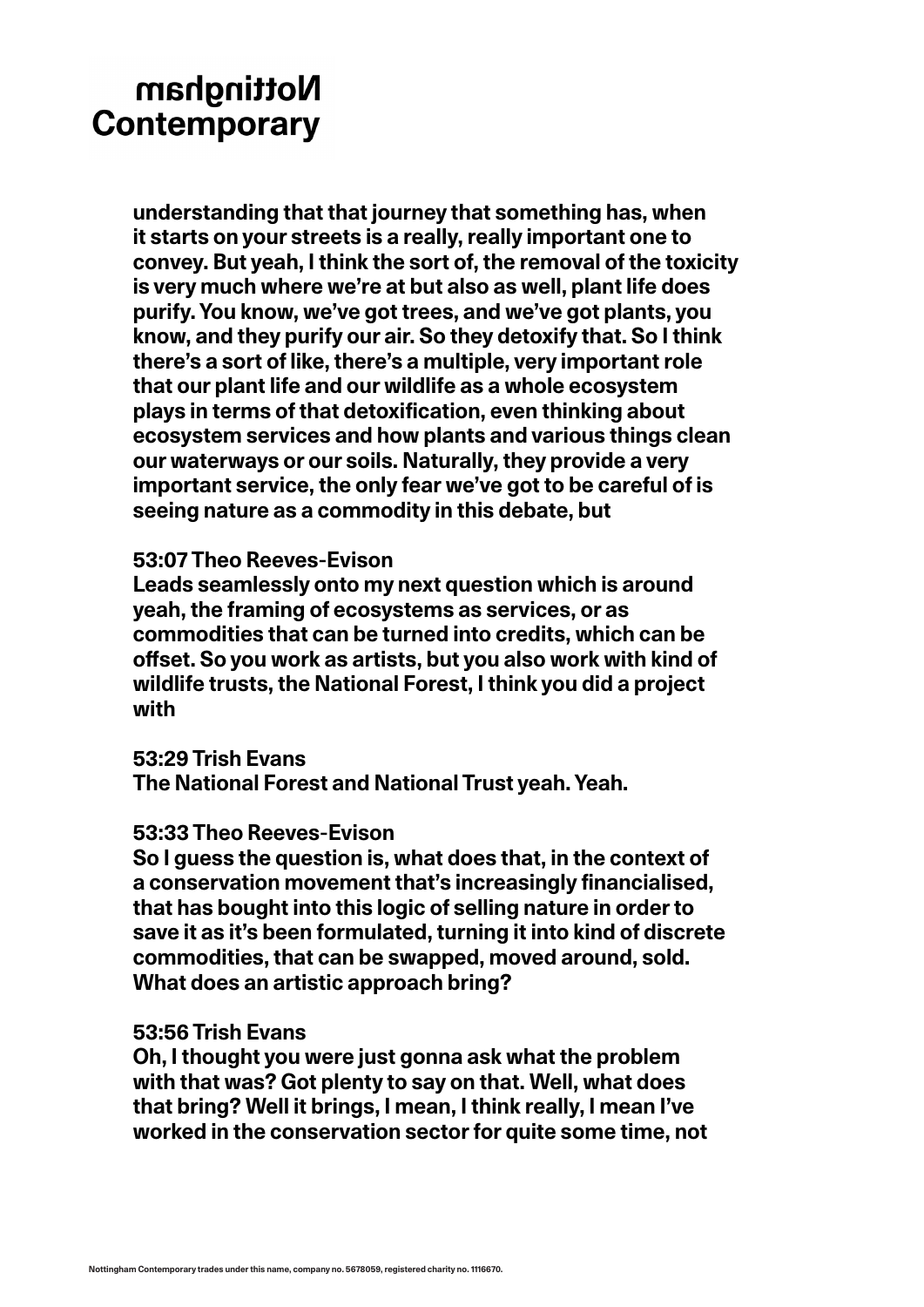understanding that that journey that something has, when it starts on your streets is a really, really important one to convey. But yeah, I think the sort of, the removal of the toxicity is very much where we're at but also as well, plant life does purify. You know, we've got trees, and we've got plants, you know, and they purify our air. So they detoxify that. So I think there's a sort of like, there's a multiple, very important role that our plant life and our wildlife as a whole ecosystem plays in terms of that detoxification, even thinking about ecosystem services and how plants and various things clean our waterways or our soils. Naturally, they provide a very important service, the only fear we've got to be careful of is seeing nature as a commodity in this debate, but

**53:07 Theo Reeves-Evison**
Leads seamlessly onto my next question which is around yeah, the framing of ecosystems as services, or as commodities that can be turned into credits, which can be offset. So you work as artists, but you also work with kind of wildlife trusts, the National Forest, I think you did a project with

**53:29 Trish Evans**
The National Forest and National Trust yeah. Yeah.

**53:33 Theo Reeves-Evison**
So I guess the question is, what does that, in the context of a conservation movement that's increasingly financialised, that has bought into this logic of selling nature in order to save it as it's been formulated, turning it into kind of discrete commodities, that can be swapped, moved around, sold. What does an artistic approach bring?

**53:56 Trish Evans**
Oh, I thought you were just gonna ask what the problem with that was? Got plenty to say on that. Well, what does that bring? Well it brings, I mean, I think really, I mean I've worked in the conservation sector for quite some time, not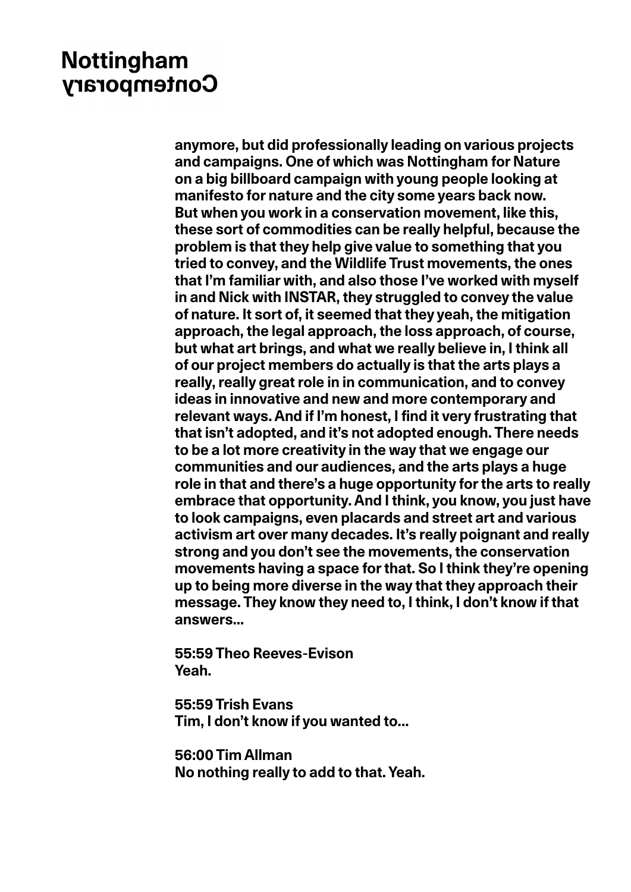anymore, but did professionally leading on various projects and campaigns. One of which was Nottingham for Nature on a big billboard campaign with young people looking at manifesto for nature and the city some years back now. But when you work in a conservation movement, like this, these sort of commodities can be really helpful, because the problem is that they help give value to something that you tried to convey, and the Wildlife Trust movements, the ones that I'm familiar with, and also those I've worked with myself in and Nick with INSTAR, they struggled to convey the value of nature. It sort of, it seemed that they yeah, the mitigation approach, the legal approach, the loss approach, of course, but what art brings, and what we really believe in, I think all of our project members do actually is that the arts plays a really, really great role in in communication, and to convey ideas in innovative and new and more contemporary and relevant ways. And if I'm honest, I find it very frustrating that that isn't adopted, and it's not adopted enough. There needs to be a lot more creativity in the way that we engage our communities and our audiences, and the arts plays a huge role in that and there's a huge opportunity for the arts to really embrace that opportunity. And I think, you know, you just have to look campaigns, even placards and street art and various activism art over many decades. It's really poignant and really strong and you don't see the movements, the conservation movements having a space for that. So I think they're opening up to being more diverse in the way that they approach their message. They know they need to, I think, I don't know if that answers...

55:59 Theo Reeves-Evison
Yeah.

55:59 Trish Evans
Tim, I don't know if you wanted to...

56:00 Tim Allman
No nothing really to add to that. Yeah.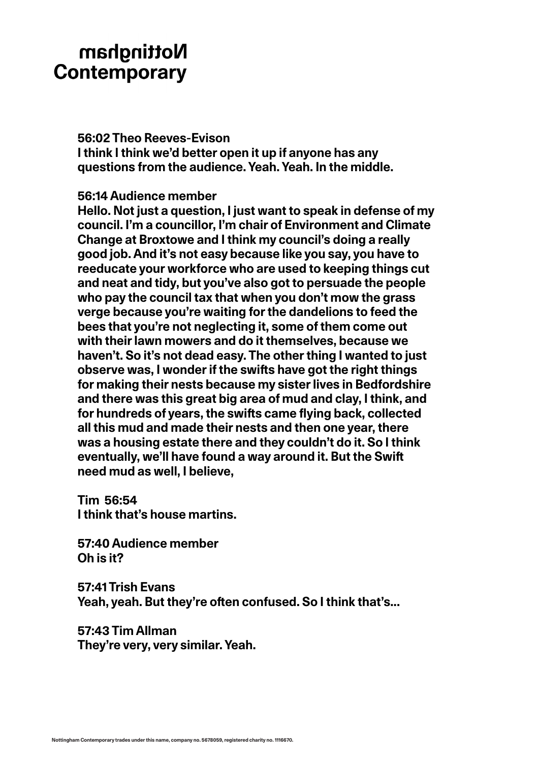**56:02 Theo Reeves-Evison**
**I think I think we'd better open it up if anyone has any questions from the audience. Yeah. Yeah. In the middle.**

**56:14 Audience member**
**Hello. Not just a question, I just want to speak in defense of my council. I'm a councillor, I'm chair of Environment and Climate Change at Broxtowe and I think my council's doing a really good job. And it's not easy because like you say, you have to reeducate your workforce who are used to keeping things cut and neat and tidy, but you've also got to persuade the people who pay the council tax that when you don't mow the grass verge because you're waiting for the dandelions to feed the bees that you're not neglecting it, some of them come out with their lawn mowers and do it themselves, because we haven't. So it's not dead easy. The other thing I wanted to just observe was, I wonder if the swifts have got the right things for making their nests because my sister lives in Bedfordshire and there was this great big area of mud and clay, I think, and for hundreds of years, the swifts came flying back, collected all this mud and made their nests and then one year, there was a housing estate there and they couldn't do it. So I think eventually, we'll have found a way around it. But the Swift need mud as well, I believe,**

**Tim 56:54**
**I think that's house martins.**

**57:40 Audience member**
**Oh is it?**

**57:41 Trish Evans**
**Yeah, yeah. But they're often confused. So I think that's...**

**57:43 Tim Allman**
**They're very, very similar. Yeah.**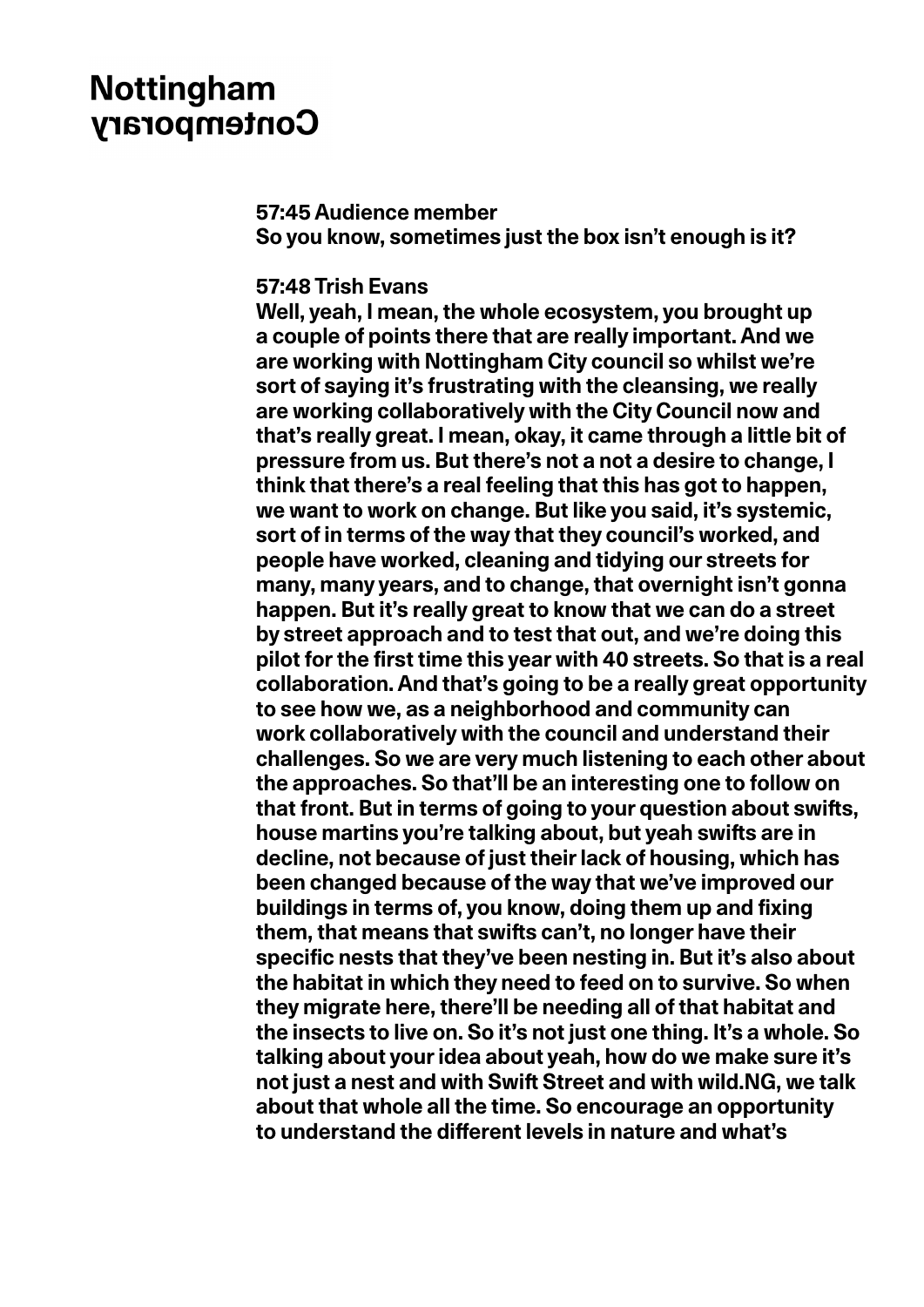**57:45 Audience member**
**So you know, sometimes just the box isn't enough is it?**

**57:48 Trish Evans**
**Well, yeah, I mean, the whole ecosystem, you brought up a couple of points there that are really important. And we are working with Nottingham City council so whilst we're sort of saying it's frustrating with the cleansing, we really are working collaboratively with the City Council now and that's really great. I mean, okay, it came through a little bit of pressure from us. But there's not a not a desire to change, I think that there's a real feeling that this has got to happen, we want to work on change. But like you said, it's systemic, sort of in terms of the way that they council's worked, and people have worked, cleaning and tidying our streets for many, many years, and to change, that overnight isn't gonna happen. But it's really great to know that we can do a street by street approach and to test that out, and we're doing this pilot for the first time this year with 40 streets. So that is a real collaboration. And that's going to be a really great opportunity to see how we, as a neighborhood and community can work collaboratively with the council and understand their challenges. So we are very much listening to each other about the approaches. So that'll be an interesting one to follow on that front. But in terms of going to your question about swifts, house martins you're talking about, but yeah swifts are in decline, not because of just their lack of housing, which has been changed because of the way that we've improved our buildings in terms of, you know, doing them up and fixing them, that means that swifts can't, no longer have their specific nests that they've been nesting in. But it's also about the habitat in which they need to feed on to survive. So when they migrate here, there'll be needing all of that habitat and the insects to live on. So it's not just one thing. It's a whole. So talking about your idea about yeah, how do we make sure it's not just a nest and with Swift Street and with wild.NG, we talk about that whole all the time. So encourage an opportunity to understand the different levels in nature and what's**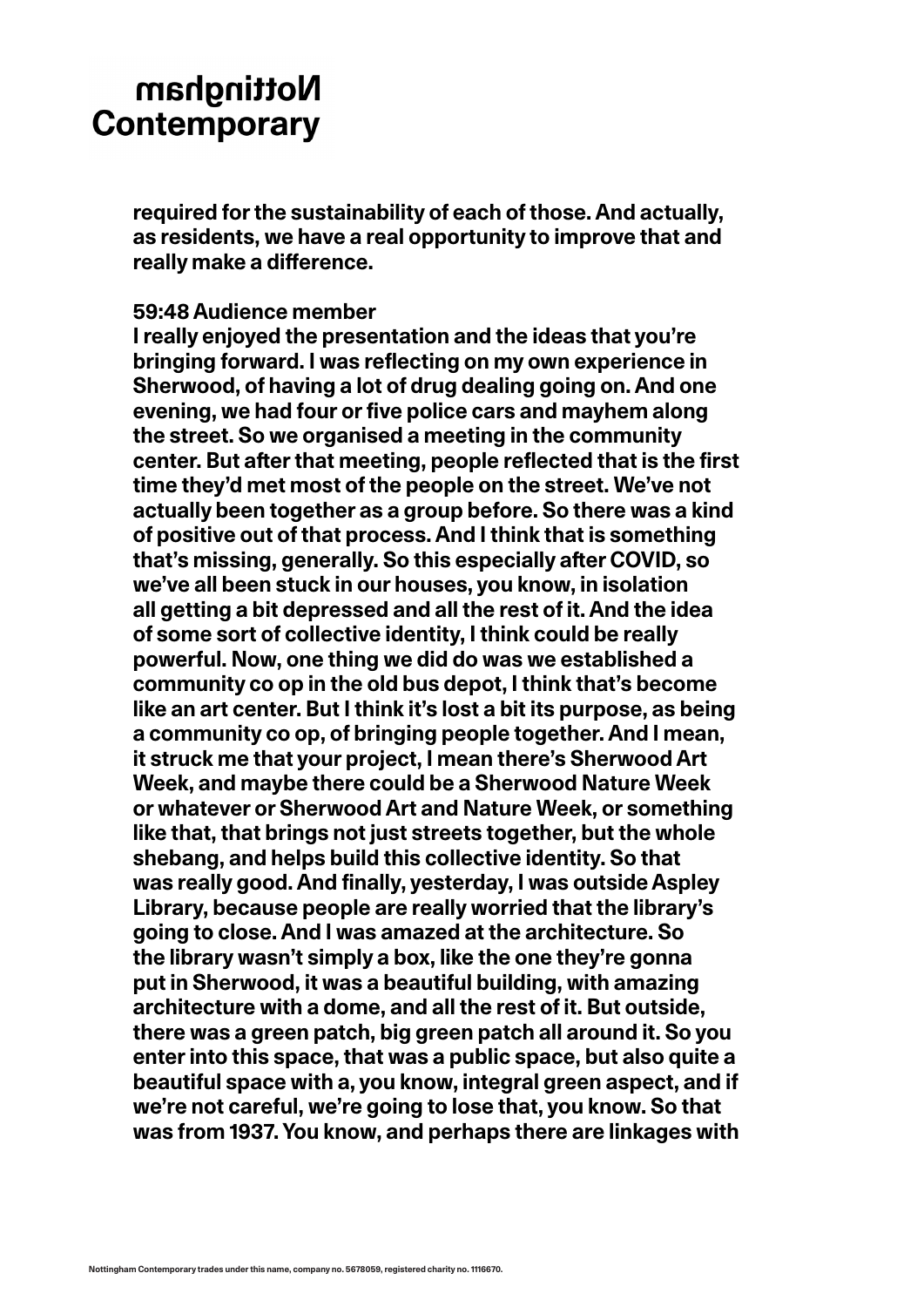**required for the sustainability of each of those. And actually, as residents, we have a real opportunity to improve that and really make a difference.**

**59:48 Audience member**
**I really enjoyed the presentation and the ideas that you're bringing forward. I was reflecting on my own experience in Sherwood, of having a lot of drug dealing going on. And one evening, we had four or five police cars and mayhem along the street. So we organised a meeting in the community center. But after that meeting, people reflected that is the first time they'd met most of the people on the street. We've not actually been together as a group before. So there was a kind of positive out of that process. And I think that is something that's missing, generally. So this especially after COVID, so we've all been stuck in our houses, you know, in isolation all getting a bit depressed and all the rest of it. And the idea of some sort of collective identity, I think could be really powerful. Now, one thing we did do was we established a community co op in the old bus depot, I think that's become like an art center. But I think it's lost a bit its purpose, as being a community co op, of bringing people together. And I mean, it struck me that your project, I mean there's Sherwood Art Week, and maybe there could be a Sherwood Nature Week or whatever or Sherwood Art and Nature Week, or something like that, that brings not just streets together, but the whole shebang, and helps build this collective identity. So that was really good. And finally, yesterday, I was outside Aspley Library, because people are really worried that the library's going to close. And I was amazed at the architecture. So the library wasn't simply a box, like the one they're gonna put in Sherwood, it was a beautiful building, with amazing architecture with a dome, and all the rest of it. But outside, there was a green patch, big green patch all around it. So you enter into this space, that was a public space, but also quite a beautiful space with a, you know, integral green aspect, and if we're not careful, we're going to lose that, you know. So that was from 1937. You know, and perhaps there are linkages with**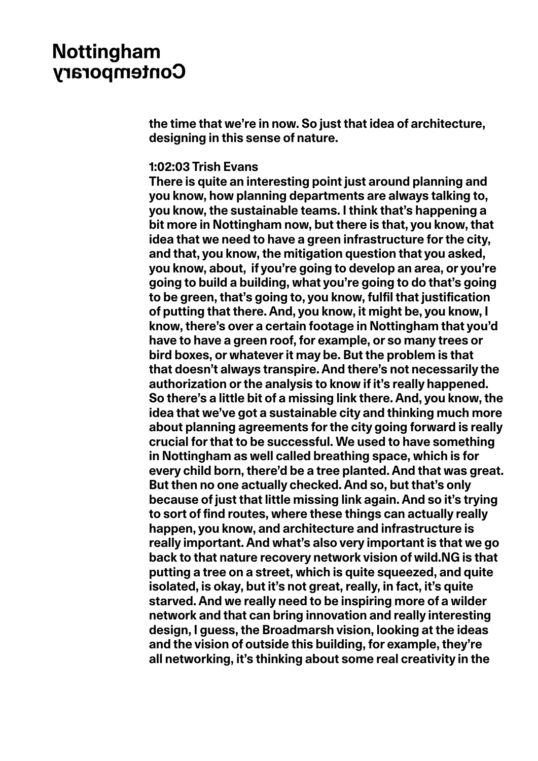the time that we're in now. So just that idea of architecture, designing in this sense of nature.

**1:02:03 Trish Evans**

There is quite an interesting point just around planning and you know, how planning departments are always talking to, you know, the sustainable teams. I think that's happening a bit more in Nottingham now, but there is that, you know, that idea that we need to have a green infrastructure for the city, and that, you know, the mitigation question that you asked, you know, about,  if you're going to develop an area, or you're going to build a building, what you're going to do that's going to be green, that's going to, you know, fulfil that justification of putting that there. And, you know, it might be, you know, I know, there's over a certain footage in Nottingham that you'd have to have a green roof, for example, or so many trees or bird boxes, or whatever it may be. But the problem is that that doesn't always transpire. And there's not necessarily the authorization or the analysis to know if it's really happened. So there's a little bit of a missing link there. And, you know, the idea that we've got a sustainable city and thinking much more about planning agreements for the city going forward is really crucial for that to be successful. We used to have something in Nottingham as well called breathing space, which is for every child born, there'd be a tree planted. And that was great. But then no one actually checked. And so, but that's only because of just that little missing link again. And so it's trying to sort of find routes, where these things can actually really happen, you know, and architecture and infrastructure is really important. And what's also very important is that we go back to that nature recovery network vision of wild.NG is that putting a tree on a street, which is quite squeezed, and quite isolated, is okay, but it's not great, really, in fact, it's quite starved. And we really need to be inspiring more of a wilder network and that can bring innovation and really interesting design, I guess, the Broadmarsh vision, looking at the ideas and the vision of outside this building, for example, they're all networking, it's thinking about some real creativity in the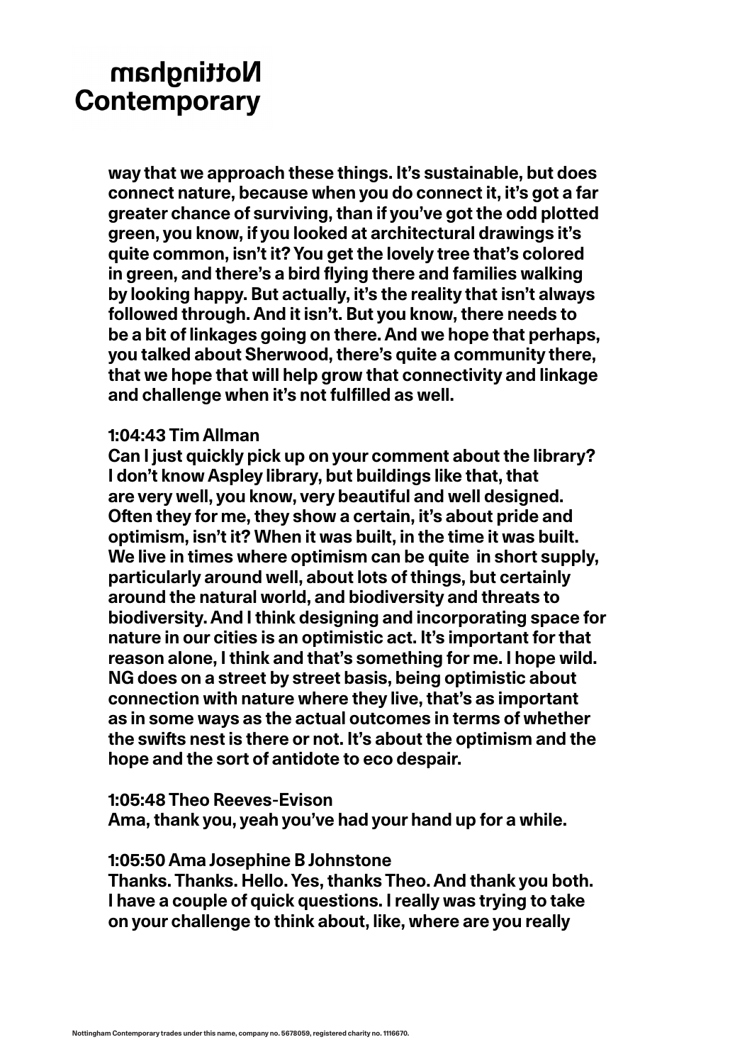way that we approach these things. It's sustainable, but does connect nature, because when you do connect it, it's got a far greater chance of surviving, than if you've got the odd plotted green, you know, if you looked at architectural drawings it's quite common, isn't it? You get the lovely tree that's colored in green, and there's a bird flying there and families walking by looking happy. But actually, it's the reality that isn't always followed through. And it isn't. But you know, there needs to be a bit of linkages going on there. And we hope that perhaps, you talked about Sherwood, there's quite a community there, that we hope that will help grow that connectivity and linkage and challenge when it's not fulfilled as well.

**1:04:43 Tim Allman**
Can I just quickly pick up on your comment about the library? I don't know Aspley library, but buildings like that, that are very well, you know, very beautiful and well designed. Often they for me, they show a certain, it's about pride and optimism, isn't it? When it was built, in the time it was built. We live in times where optimism can be quite in short supply, particularly around well, about lots of things, but certainly around the natural world, and biodiversity and threats to biodiversity. And I think designing and incorporating space for nature in our cities is an optimistic act. It's important for that reason alone, I think and that's something for me. I hope wild. NG does on a street by street basis, being optimistic about connection with nature where they live, that's as important as in some ways as the actual outcomes in terms of whether the swifts nest is there or not. It's about the optimism and the hope and the sort of antidote to eco despair.

**1:05:48 Theo Reeves-Evison**
Ama, thank you, yeah you've had your hand up for a while.

**1:05:50 Ama Josephine B Johnstone**
Thanks. Thanks. Hello. Yes, thanks Theo. And thank you both. I have a couple of quick questions. I really was trying to take on your challenge to think about, like, where are you really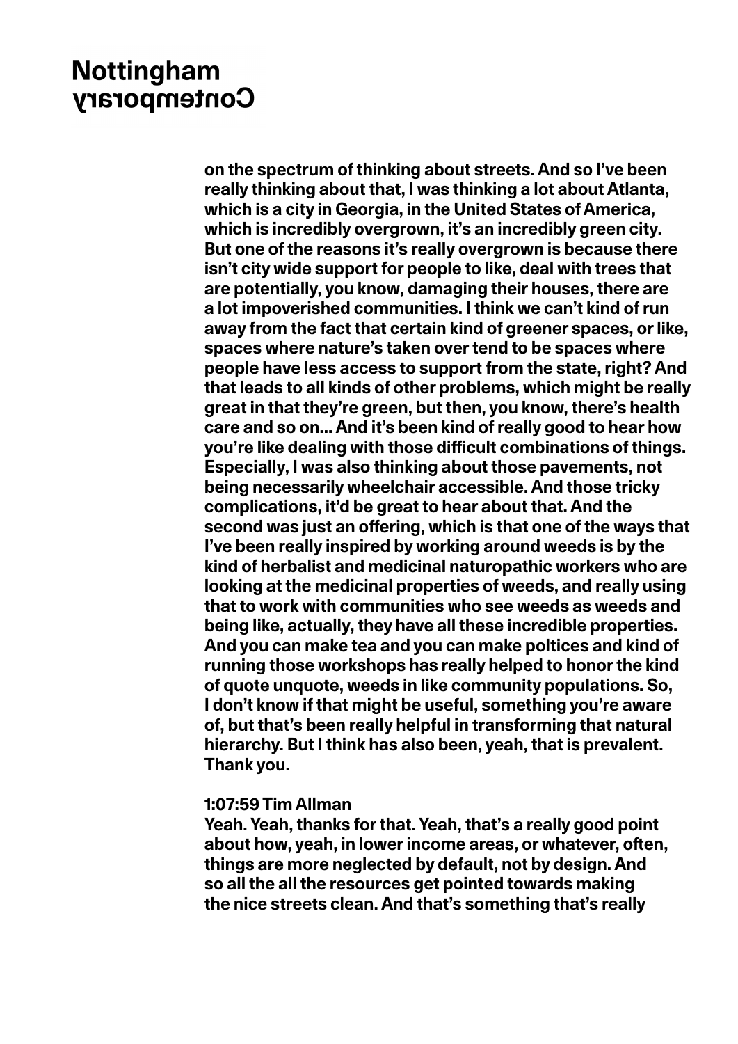on the spectrum of thinking about streets. And so I've been really thinking about that, I was thinking a lot about Atlanta, which is a city in Georgia, in the United States of America, which is incredibly overgrown, it's an incredibly green city. But one of the reasons it's really overgrown is because there isn't city wide support for people to like, deal with trees that are potentially, you know, damaging their houses, there are a lot impoverished communities. I think we can't kind of run away from the fact that certain kind of greener spaces, or like, spaces where nature's taken over tend to be spaces where people have less access to support from the state, right? And that leads to all kinds of other problems, which might be really great in that they're green, but then, you know, there's health care and so on... And it's been kind of really good to hear how you're like dealing with those difficult combinations of things. Especially, I was also thinking about those pavements, not being necessarily wheelchair accessible. And those tricky complications, it'd be great to hear about that. And the second was just an offering, which is that one of the ways that I've been really inspired by working around weeds is by the kind of herbalist and medicinal naturopathic workers who are looking at the medicinal properties of weeds, and really using that to work with communities who see weeds as weeds and being like, actually, they have all these incredible properties. And you can make tea and you can make poltices and kind of running those workshops has really helped to honor the kind of quote unquote, weeds in like community populations. So, I don't know if that might be useful, something you're aware of, but that's been really helpful in transforming that natural hierarchy. But I think has also been, yeah, that is prevalent. Thank you.

**1:07:59 Tim Allman**
Yeah. Yeah, thanks for that. Yeah, that's a really good point about how, yeah, in lower income areas, or whatever, often, things are more neglected by default, not by design. And so all the all the resources get pointed towards making the nice streets clean. And that's something that's really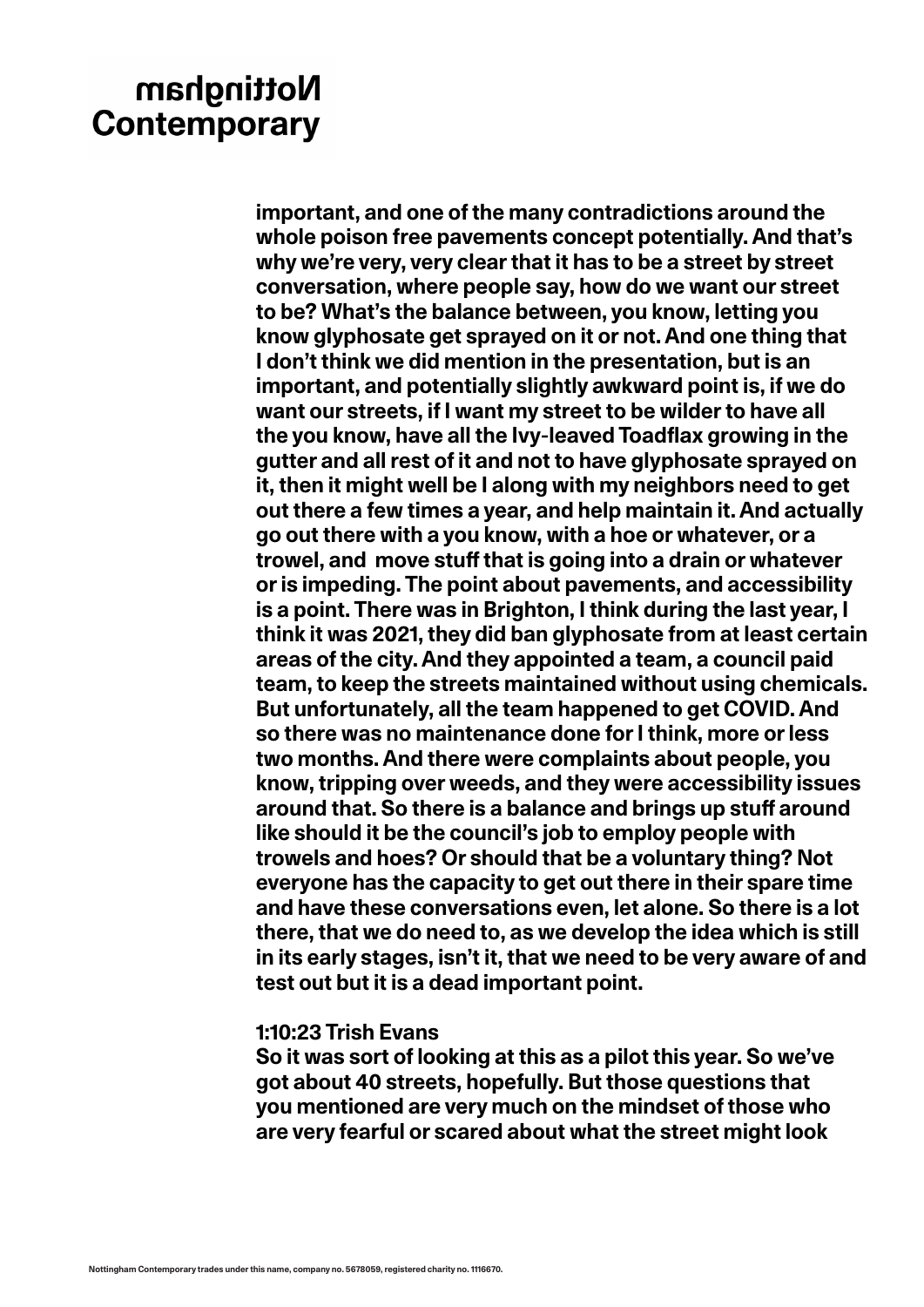**important, and one of the many contradictions around the whole poison free pavements concept potentially. And that's why we're very, very clear that it has to be a street by street conversation, where people say, how do we want our street to be? What's the balance between, you know, letting you know glyphosate get sprayed on it or not. And one thing that I don't think we did mention in the presentation, but is an important, and potentially slightly awkward point is, if we do want our streets, if I want my street to be wilder to have all the you know, have all the Ivy-leaved Toadflax growing in the gutter and all rest of it and not to have glyphosate sprayed on it, then it might well be I along with my neighbors need to get out there a few times a year, and help maintain it. And actually go out there with a you know, with a hoe or whatever, or a trowel, and move stuff that is going into a drain or whatever or is impeding. The point about pavements, and accessibility is a point. There was in Brighton, I think during the last year, I think it was 2021, they did ban glyphosate from at least certain areas of the city. And they appointed a team, a council paid team, to keep the streets maintained without using chemicals. But unfortunately, all the team happened to get COVID. And so there was no maintenance done for I think, more or less two months. And there were complaints about people, you know, tripping over weeds, and they were accessibility issues around that. So there is a balance and brings up stuff around like should it be the council's job to employ people with trowels and hoes? Or should that be a voluntary thing? Not everyone has the capacity to get out there in their spare time and have these conversations even, let alone. So there is a lot there, that we do need to, as we develop the idea which is still in its early stages, isn't it, that we need to be very aware of and test out but it is a dead important point.**

**1:10:23 Trish Evans**
**So it was sort of looking at this as a pilot this year. So we've got about 40 streets, hopefully. But those questions that you mentioned are very much on the mindset of those who are very fearful or scared about what the street might look**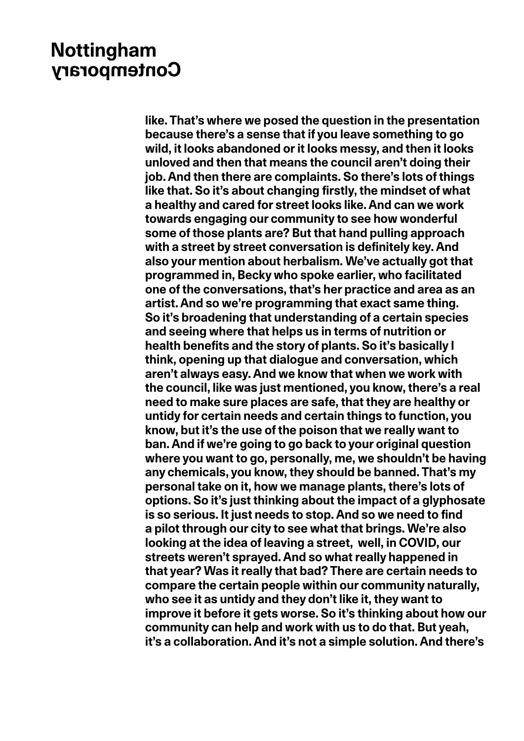like. That's where we posed the question in the presentation because there's a sense that if you leave something to go wild, it looks abandoned or it looks messy, and then it looks unloved and then that means the council aren't doing their job. And then there are complaints. So there's lots of things like that. So it's about changing firstly, the mindset of what a healthy and cared for street looks like. And can we work towards engaging our community to see how wonderful some of those plants are? But that hand pulling approach with a street by street conversation is definitely key. And also your mention about herbalism. We've actually got that programmed in, Becky who spoke earlier, who facilitated one of the conversations, that's her practice and area as an artist. And so we're programming that exact same thing. So it's broadening that understanding of a certain species and seeing where that helps us in terms of nutrition or health benefits and the story of plants. So it's basically I think, opening up that dialogue and conversation, which aren't always easy. And we know that when we work with the council, like was just mentioned, you know, there's a real need to make sure places are safe, that they are healthy or untidy for certain needs and certain things to function, you know, but it's the use of the poison that we really want to ban. And if we're going to go back to your original question where you want to go, personally, me, we shouldn't be having any chemicals, you know, they should be banned. That's my personal take on it, how we manage plants, there's lots of options. So it's just thinking about the impact of a glyphosate is so serious. It just needs to stop. And so we need to find a pilot through our city to see what that brings. We're also looking at the idea of leaving a street, well, in COVID, our streets weren't sprayed. And so what really happened in that year? Was it really that bad? There are certain needs to compare the certain people within our community naturally, who see it as untidy and they don't like it, they want to improve it before it gets worse. So it's thinking about how our community can help and work with us to do that. But yeah, it's a collaboration. And it's not a simple solution. And there's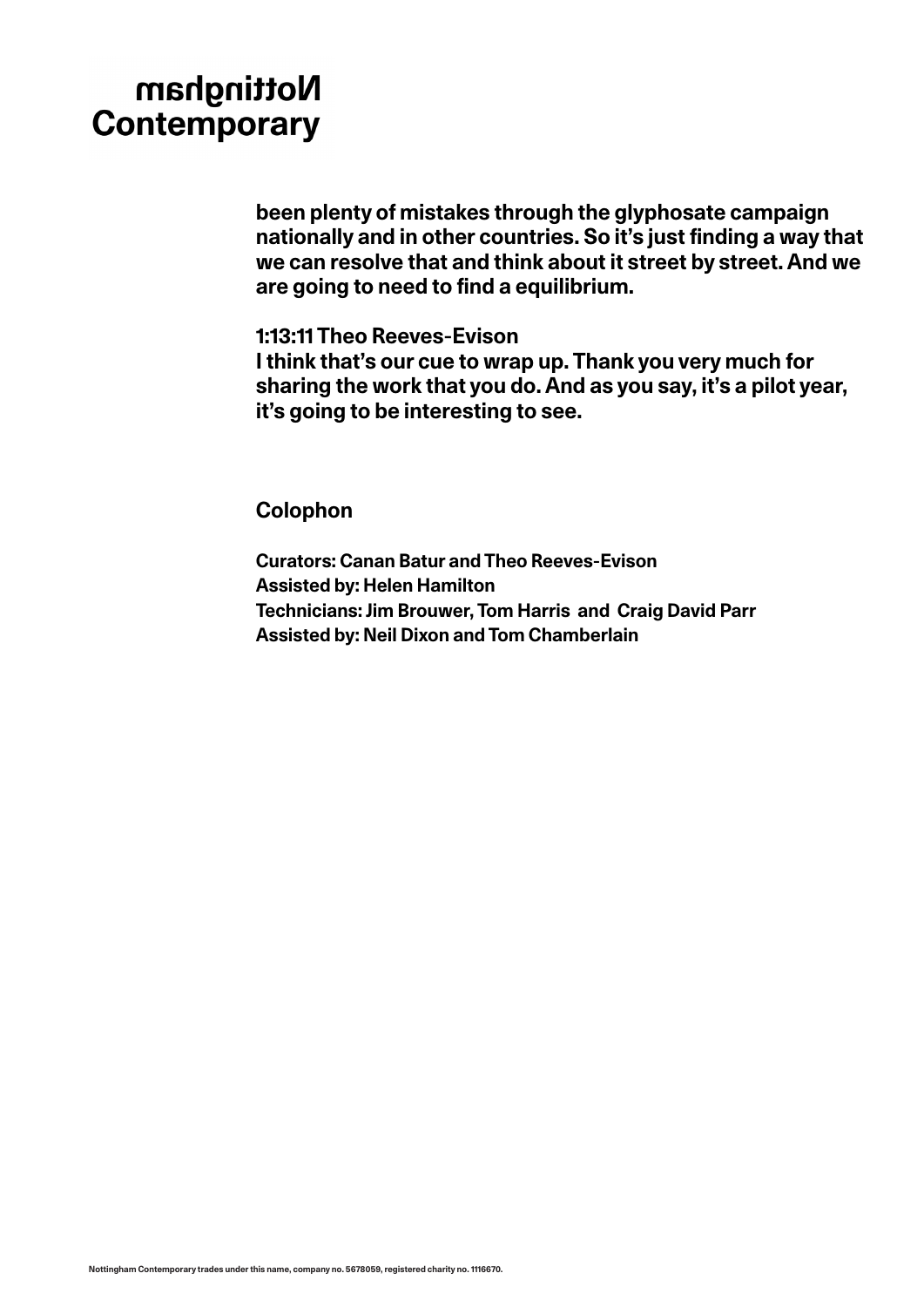been plenty of mistakes through the glyphosate campaign nationally and in other countries. So it's just finding a way that we can resolve that and think about it street by street. And we are going to need to find a equilibrium.

**1:13:11 Theo Reeves-Evison**
I think that's our cue to wrap up. Thank you very much for sharing the work that you do. And as you say, it's a pilot year, it's going to be interesting to see.

## Colophon

Curators: Canan Batur and Theo Reeves-Evison
Assisted by: Helen Hamilton
Technicians: Jim Brouwer, Tom Harris and Craig David Parr
Assisted by: Neil Dixon and Tom Chamberlain